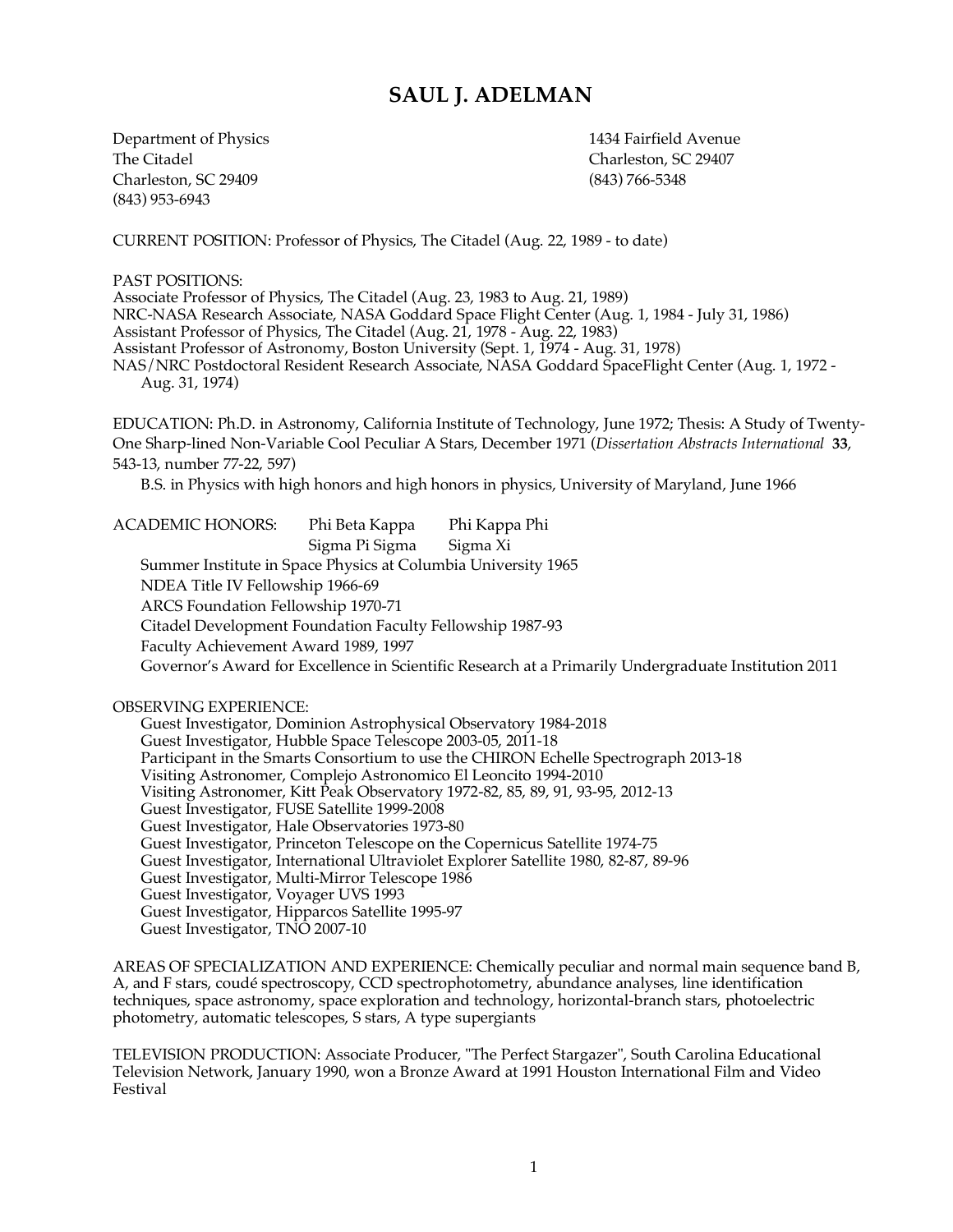# SAUL J. ADELMAN

Department of Physics
The Citadel
Charleston, SC 29409
(843) 953-6943

1434 Fairfield Avenue
Charleston, SC 29407
(843) 766-5348

CURRENT POSITION: Professor of Physics, The Citadel (Aug. 22, 1989 - to date)

PAST POSITIONS:
Associate Professor of Physics, The Citadel (Aug. 23, 1983 to Aug. 21, 1989)
NRC-NASA Research Associate, NASA Goddard Space Flight Center (Aug. 1, 1984 - July 31, 1986)
Assistant Professor of Physics, The Citadel (Aug. 21, 1978 - Aug. 22, 1983)
Assistant Professor of Astronomy, Boston University (Sept. 1, 1974 - Aug. 31, 1978)
NAS/NRC Postdoctoral Resident Research Associate, NASA Goddard SpaceFlight Center (Aug. 1, 1972 - Aug. 31, 1974)

EDUCATION: Ph.D. in Astronomy, California Institute of Technology, June 1972; Thesis: A Study of Twenty-One Sharp-lined Non-Variable Cool Peculiar A Stars, December 1971 (*Dissertation Abstracts International* **33**, 543-13, number 77-22, 597)

B.S. in Physics with high honors and high honors in physics, University of Maryland, June 1966

ACADEMIC HONORS: Phi Beta Kappa, Phi Kappa Phi, Sigma Pi Sigma, Sigma Xi

Summer Institute in Space Physics at Columbia University 1965
NDEA Title IV Fellowship 1966-69
ARCS Foundation Fellowship 1970-71
Citadel Development Foundation Faculty Fellowship 1987-93
Faculty Achievement Award 1989, 1997
Governor's Award for Excellence in Scientific Research at a Primarily Undergraduate Institution 2011

OBSERVING EXPERIENCE:
Guest Investigator, Dominion Astrophysical Observatory 1984-2018
Guest Investigator, Hubble Space Telescope 2003-05, 2011-18
Participant in the Smarts Consortium to use the CHIRON Echelle Spectrograph 2013-18
Visiting Astronomer, Complejo Astronomico El Leoncito 1994-2010
Visiting Astronomer, Kitt Peak Observatory 1972-82, 85, 89, 91, 93-95, 2012-13
Guest Investigator, FUSE Satellite 1999-2008
Guest Investigator, Hale Observatories 1973-80
Guest Investigator, Princeton Telescope on the Copernicus Satellite 1974-75
Guest Investigator, International Ultraviolet Explorer Satellite 1980, 82-87, 89-96
Guest Investigator, Multi-Mirror Telescope 1986
Guest Investigator, Voyager UVS 1993
Guest Investigator, Hipparcos Satellite 1995-97
Guest Investigator, TNO 2007-10

AREAS OF SPECIALIZATION AND EXPERIENCE: Chemically peculiar and normal main sequence band B, A, and F stars, coudé spectroscopy, CCD spectrophotometry, abundance analyses, line identification techniques, space astronomy, space exploration and technology, horizontal-branch stars, photoelectric photometry, automatic telescopes, S stars, A type supergiants

TELEVISION PRODUCTION: Associate Producer, "The Perfect Stargazer", South Carolina Educational Television Network, January 1990, won a Bronze Award at 1991 Houston International Film and Video Festival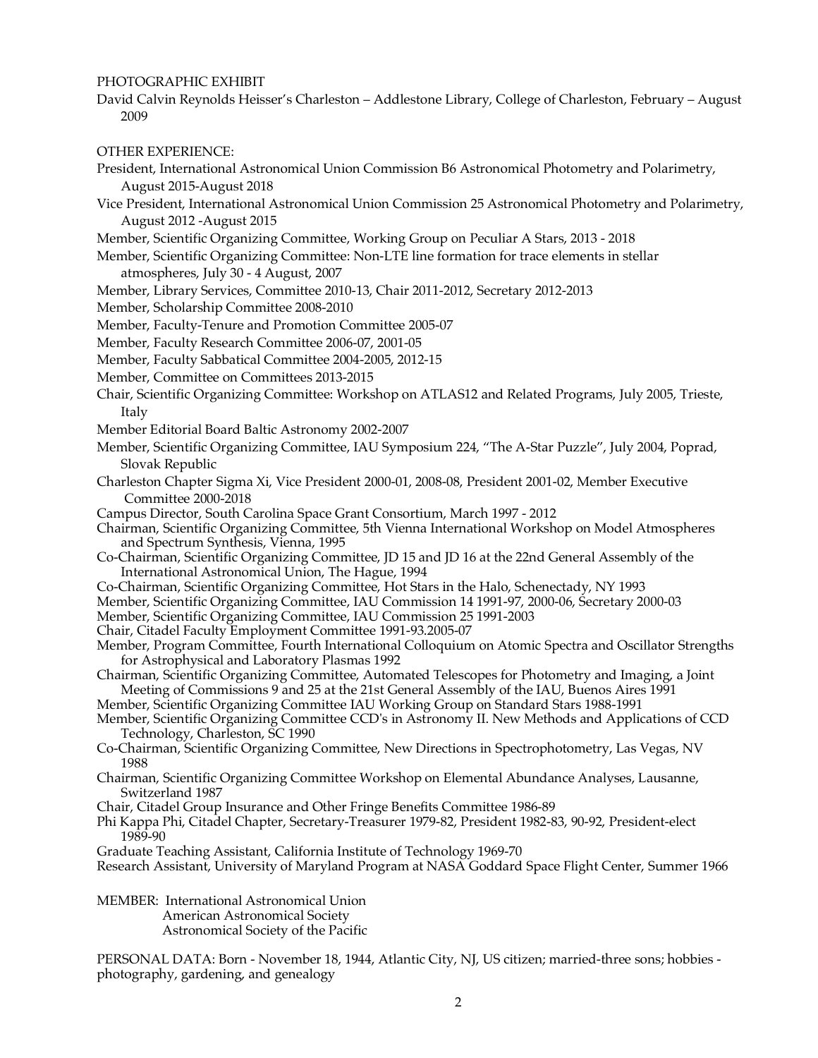PHOTOGRAPHIC EXHIBIT

David Calvin Reynolds Heisser's Charleston – Addlestone Library, College of Charleston, February – August 2009

OTHER EXPERIENCE:

President, International Astronomical Union Commission B6 Astronomical Photometry and Polarimetry, August 2015-August 2018

Vice President, International Astronomical Union Commission 25 Astronomical Photometry and Polarimetry, August 2012 -August 2015

Member, Scientific Organizing Committee, Working Group on Peculiar A Stars, 2013 - 2018

Member, Scientific Organizing Committee: Non-LTE line formation for trace elements in stellar atmospheres, July 30 - 4 August, 2007

Member, Library Services, Committee 2010-13, Chair 2011-2012, Secretary 2012-2013

Member, Scholarship Committee 2008-2010

Member, Faculty-Tenure and Promotion Committee 2005-07

Member, Faculty Research Committee 2006-07, 2001-05

Member, Faculty Sabbatical Committee 2004-2005, 2012-15

Member, Committee on Committees 2013-2015

Chair, Scientific Organizing Committee: Workshop on ATLAS12 and Related Programs, July 2005, Trieste, Italy

Member Editorial Board Baltic Astronomy 2002-2007

Member, Scientific Organizing Committee, IAU Symposium 224, "The A-Star Puzzle", July 2004, Poprad, Slovak Republic

Charleston Chapter Sigma Xi, Vice President 2000-01, 2008-08, President 2001-02, Member Executive Committee 2000-2018

Campus Director, South Carolina Space Grant Consortium, March 1997 - 2012

Chairman, Scientific Organizing Committee, 5th Vienna International Workshop on Model Atmospheres and Spectrum Synthesis, Vienna, 1995

Co-Chairman, Scientific Organizing Committee, JD 15 and JD 16 at the 22nd General Assembly of the International Astronomical Union, The Hague, 1994

Co-Chairman, Scientific Organizing Committee, Hot Stars in the Halo, Schenectady, NY 1993

Member, Scientific Organizing Committee, IAU Commission 14 1991-97, 2000-06, Secretary 2000-03

Member, Scientific Organizing Committee, IAU Commission 25 1991-2003

Chair, Citadel Faculty Employment Committee 1991-93.2005-07

Member, Program Committee, Fourth International Colloquium on Atomic Spectra and Oscillator Strengths for Astrophysical and Laboratory Plasmas 1992

Chairman, Scientific Organizing Committee, Automated Telescopes for Photometry and Imaging, a Joint Meeting of Commissions 9 and 25 at the 21st General Assembly of the IAU, Buenos Aires 1991

Member, Scientific Organizing Committee IAU Working Group on Standard Stars 1988-1991

Member, Scientific Organizing Committee CCD's in Astronomy II. New Methods and Applications of CCD Technology, Charleston, SC 1990

Co-Chairman, Scientific Organizing Committee, New Directions in Spectrophotometry, Las Vegas, NV 1988

Chairman, Scientific Organizing Committee Workshop on Elemental Abundance Analyses, Lausanne, Switzerland 1987

Chair, Citadel Group Insurance and Other Fringe Benefits Committee 1986-89

Phi Kappa Phi, Citadel Chapter, Secretary-Treasurer 1979-82, President 1982-83, 90-92, President-elect 1989-90

Graduate Teaching Assistant, California Institute of Technology 1969-70

Research Assistant, University of Maryland Program at NASA Goddard Space Flight Center, Summer 1966

MEMBER: International Astronomical Union
American Astronomical Society
Astronomical Society of the Pacific

PERSONAL DATA: Born - November 18, 1944, Atlantic City, NJ, US citizen; married-three sons; hobbies - photography, gardening, and genealogy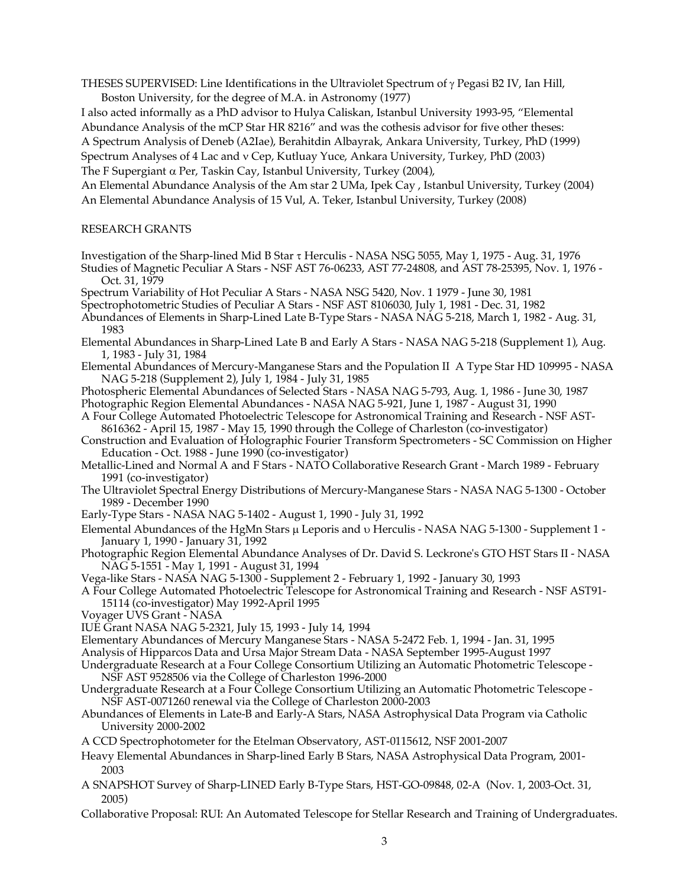THESES SUPERVISED: Line Identifications in the Ultraviolet Spectrum of $\gamma$ Pegasi B2 IV, Ian Hill, Boston University, for the degree of M.A. in Astronomy (1977)

I also acted informally as a PhD advisor to Hulya Caliskan, Istanbul University 1993-95, "Elemental Abundance Analysis of the mCP Star HR 8216" and was the cothesis advisor for five other theses:

A Spectrum Analysis of Deneb (A2Iae), Berahitdin Albayrak, Ankara University, Turkey, PhD (1999)

Spectrum Analyses of 4 Lac and $\nu$ Cep, Kutluay Yuce, Ankara University, Turkey, PhD (2003)

The F Supergiant $\alpha$ Per, Taskin Cay, Istanbul University, Turkey (2004),

An Elemental Abundance Analysis of the Am star 2 UMa, Ipek Cay , Istanbul University, Turkey (2004)

An Elemental Abundance Analysis of 15 Vul, A. Teker, Istanbul University, Turkey (2008)

RESEARCH GRANTS

Investigation of the Sharp-lined Mid B Star $\tau$ Herculis - NASA NSG 5055, May 1, 1975 - Aug. 31, 1976

Studies of Magnetic Peculiar A Stars - NSF AST 76-06233, AST 77-24808, and AST 78-25395, Nov. 1, 1976 - Oct. 31, 1979

Spectrum Variability of Hot Peculiar A Stars - NASA NSG 5420, Nov. 1 1979 - June 30, 1981

Spectrophotometric Studies of Peculiar A Stars - NSF AST 8106030, July 1, 1981 - Dec. 31, 1982

Abundances of Elements in Sharp-Lined Late B-Type Stars - NASA NAG 5-218, March 1, 1982 - Aug. 31, 1983

Elemental Abundances in Sharp-Lined Late B and Early A Stars - NASA NAG 5-218 (Supplement 1), Aug. 1, 1983 - July 31, 1984

Elemental Abundances of Mercury-Manganese Stars and the Population II A Type Star HD 109995 - NASA NAG 5-218 (Supplement 2), July 1, 1984 - July 31, 1985

Photospheric Elemental Abundances of Selected Stars - NASA NAG 5-793, Aug. 1, 1986 - June 30, 1987

Photographic Region Elemental Abundances - NASA NAG 5-921, June 1, 1987 - August 31, 1990

A Four College Automated Photoelectric Telescope for Astronomical Training and Research - NSF AST-8616362 - April 15, 1987 - May 15, 1990 through the College of Charleston (co-investigator)

Construction and Evaluation of Holographic Fourier Transform Spectrometers - SC Commission on Higher Education - Oct. 1988 - June 1990 (co-investigator)

Metallic-Lined and Normal A and F Stars - NATO Collaborative Research Grant - March 1989 - February 1991 (co-investigator)

The Ultraviolet Spectral Energy Distributions of Mercury-Manganese Stars - NASA NAG 5-1300 - October 1989 - December 1990

Early-Type Stars - NASA NAG 5-1402 - August 1, 1990 - July 31, 1992

Elemental Abundances of the HgMn Stars $\mu$ Leporis and $\upsilon$ Herculis - NASA NAG 5-1300 - Supplement 1 - January 1, 1990 - January 31, 1992

Photographic Region Elemental Abundance Analyses of Dr. David S. Leckrone's GTO HST Stars II - NASA NAG 5-1551 - May 1, 1991 - August 31, 1994

Vega-like Stars - NASA NAG 5-1300 - Supplement 2 - February 1, 1992 - January 30, 1993

A Four College Automated Photoelectric Telescope for Astronomical Training and Research - NSF AST91-15114 (co-investigator) May 1992-April 1995

Voyager UVS Grant - NASA

IUE Grant NASA NAG 5-2321, July 15, 1993 - July 14, 1994

Elementary Abundances of Mercury Manganese Stars - NASA 5-2472 Feb. 1, 1994 - Jan. 31, 1995

Analysis of Hipparcos Data and Ursa Major Stream Data - NASA September 1995-August 1997

Undergraduate Research at a Four College Consortium Utilizing an Automatic Photometric Telescope - NSF AST 9528506 via the College of Charleston 1996-2000

Undergraduate Research at a Four College Consortium Utilizing an Automatic Photometric Telescope - NSF AST-0071260 renewal via the College of Charleston 2000-2003

Abundances of Elements in Late-B and Early-A Stars, NASA Astrophysical Data Program via Catholic University 2000-2002

A CCD Spectrophotometer for the Etelman Observatory, AST-0115612, NSF 2001-2007

Heavy Elemental Abundances in Sharp-lined Early B Stars, NASA Astrophysical Data Program, 2001-2003

A SNAPSHOT Survey of Sharp-LINED Early B-Type Stars, HST-GO-09848, 02-A (Nov. 1, 2003-Oct. 31, 2005)

Collaborative Proposal: RUI: An Automated Telescope for Stellar Research and Training of Undergraduates.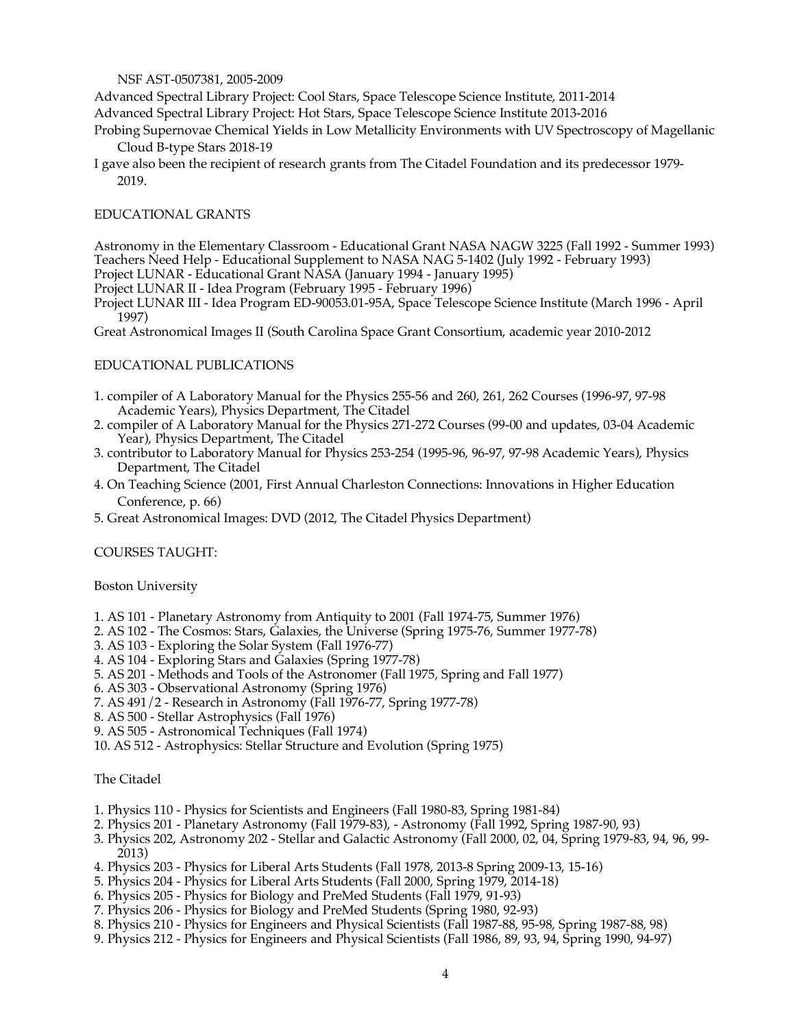NSF AST-0507381, 2005-2009

Advanced Spectral Library Project: Cool Stars, Space Telescope Science Institute, 2011-2014

Advanced Spectral Library Project: Hot Stars, Space Telescope Science Institute 2013-2016

Probing Supernovae Chemical Yields in Low Metallicity Environments with UV Spectroscopy of Magellanic Cloud B-type Stars 2018-19

I gave also been the recipient of research grants from The Citadel Foundation and its predecessor 1979-2019.

EDUCATIONAL GRANTS

Astronomy in the Elementary Classroom - Educational Grant NASA NAGW 3225 (Fall 1992 - Summer 1993)
Teachers Need Help - Educational Supplement to NASA NAG 5-1402 (July 1992 - February 1993)
Project LUNAR - Educational Grant NASA (January 1994 - January 1995)
Project LUNAR II - Idea Program (February 1995 - February 1996)
Project LUNAR III - Idea Program ED-90053.01-95A, Space Telescope Science Institute (March 1996 - April 1997)
Great Astronomical Images II (South Carolina Space Grant Consortium, academic year 2010-2012

EDUCATIONAL PUBLICATIONS

1. compiler of A Laboratory Manual for the Physics 255-56 and 260, 261, 262 Courses (1996-97, 97-98 Academic Years), Physics Department, The Citadel
2. compiler of A Laboratory Manual for the Physics 271-272 Courses (99-00 and updates, 03-04 Academic Year), Physics Department, The Citadel
3. contributor to Laboratory Manual for Physics 253-254 (1995-96, 96-97, 97-98 Academic Years), Physics Department, The Citadel
4. On Teaching Science (2001, First Annual Charleston Connections: Innovations in Higher Education Conference, p. 66)
5. Great Astronomical Images: DVD (2012, The Citadel Physics Department)

COURSES TAUGHT:

Boston University

1. AS 101 - Planetary Astronomy from Antiquity to 2001 (Fall 1974-75, Summer 1976)
2. AS 102 - The Cosmos: Stars, Galaxies, the Universe (Spring 1975-76, Summer 1977-78)
3. AS 103 - Exploring the Solar System (Fall 1976-77)
4. AS 104 - Exploring Stars and Galaxies (Spring 1977-78)
5. AS 201 - Methods and Tools of the Astronomer (Fall 1975, Spring and Fall 1977)
6. AS 303 - Observational Astronomy (Spring 1976)
7. AS 491/2 - Research in Astronomy (Fall 1976-77, Spring 1977-78)
8. AS 500 - Stellar Astrophysics (Fall 1976)
9. AS 505 - Astronomical Techniques (Fall 1974)
10. AS 512 - Astrophysics: Stellar Structure and Evolution (Spring 1975)

The Citadel

1. Physics 110 - Physics for Scientists and Engineers (Fall 1980-83, Spring 1981-84)
2. Physics 201 - Planetary Astronomy (Fall 1979-83), - Astronomy (Fall 1992, Spring 1987-90, 93)
3. Physics 202, Astronomy 202 - Stellar and Galactic Astronomy (Fall 2000, 02, 04, Spring 1979-83, 94, 96, 99-2013)
4. Physics 203 - Physics for Liberal Arts Students (Fall 1978, 2013-8 Spring 2009-13, 15-16)
5. Physics 204 - Physics for Liberal Arts Students (Fall 2000, Spring 1979, 2014-18)
6. Physics 205 - Physics for Biology and PreMed Students (Fall 1979, 91-93)
7. Physics 206 - Physics for Biology and PreMed Students (Spring 1980, 92-93)
8. Physics 210 - Physics for Engineers and Physical Scientists (Fall 1987-88, 95-98, Spring 1987-88, 98)
9. Physics 212 - Physics for Engineers and Physical Scientists (Fall 1986, 89, 93, 94, Spring 1990, 94-97)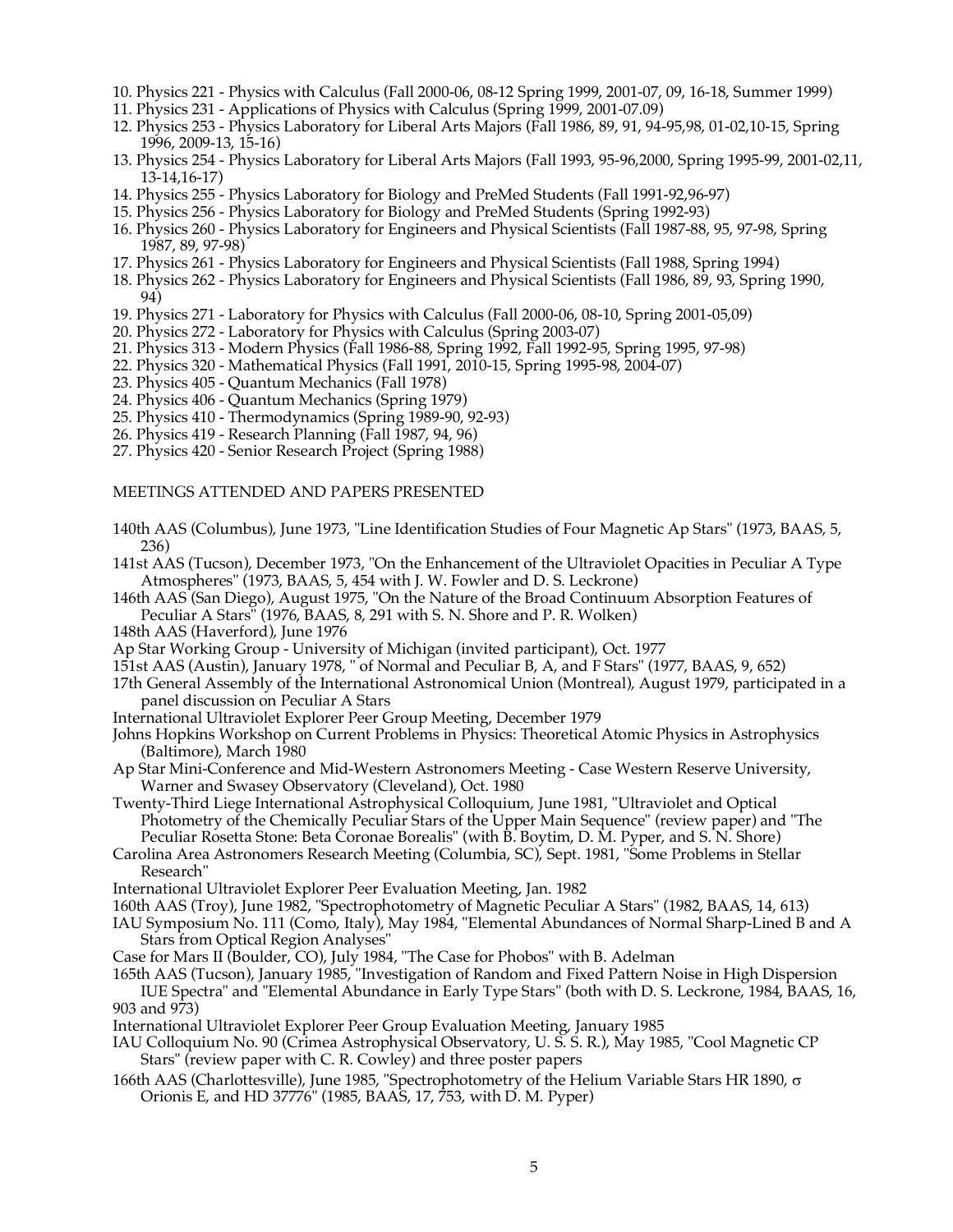10. Physics 221 - Physics with Calculus (Fall 2000-06, 08-12 Spring 1999, 2001-07, 09, 16-18, Summer 1999)
11. Physics 231 - Applications of Physics with Calculus (Spring 1999, 2001-07.09)
12. Physics 253 - Physics Laboratory for Liberal Arts Majors (Fall 1986, 89, 91, 94-95,98, 01-02,10-15, Spring 1996, 2009-13, 15-16)
13. Physics 254 - Physics Laboratory for Liberal Arts Majors (Fall 1993, 95-96,2000, Spring 1995-99, 2001-02,11, 13-14,16-17)
14. Physics 255 - Physics Laboratory for Biology and PreMed Students (Fall 1991-92,96-97)
15. Physics 256 - Physics Laboratory for Biology and PreMed Students (Spring 1992-93)
16. Physics 260 - Physics Laboratory for Engineers and Physical Scientists (Fall 1987-88, 95, 97-98, Spring 1987, 89, 97-98)
17. Physics 261 - Physics Laboratory for Engineers and Physical Scientists (Fall 1988, Spring 1994)
18. Physics 262 - Physics Laboratory for Engineers and Physical Scientists (Fall 1986, 89, 93, Spring 1990, 94)
19. Physics 271 - Laboratory for Physics with Calculus (Fall 2000-06, 08-10, Spring 2001-05,09)
20. Physics 272 - Laboratory for Physics with Calculus (Spring 2003-07)
21. Physics 313 - Modern Physics (Fall 1986-88, Spring 1992, Fall 1992-95, Spring 1995, 97-98)
22. Physics 320 - Mathematical Physics (Fall 1991, 2010-15, Spring 1995-98, 2004-07)
23. Physics 405 - Quantum Mechanics (Fall 1978)
24. Physics 406 - Quantum Mechanics (Spring 1979)
25. Physics 410 - Thermodynamics (Spring 1989-90, 92-93)
26. Physics 419 - Research Planning (Fall 1987, 94, 96)
27. Physics 420 - Senior Research Project (Spring 1988)

## MEETINGS ATTENDED AND PAPERS PRESENTED

140th AAS (Columbus), June 1973, "Line Identification Studies of Four Magnetic Ap Stars" (1973, BAAS, 5, 236)

141st AAS (Tucson), December 1973, "On the Enhancement of the Ultraviolet Opacities in Peculiar A Type Atmospheres" (1973, BAAS, 5, 454 with J. W. Fowler and D. S. Leckrone)

146th AAS (San Diego), August 1975, "On the Nature of the Broad Continuum Absorption Features of Peculiar A Stars" (1976, BAAS, 8, 291 with S. N. Shore and P. R. Wolken)

148th AAS (Haverford), June 1976

Ap Star Working Group - University of Michigan (invited participant), Oct. 1977

151st AAS (Austin), January 1978, " of Normal and Peculiar B, A, and F Stars" (1977, BAAS, 9, 652)

17th General Assembly of the International Astronomical Union (Montreal), August 1979, participated in a panel discussion on Peculiar A Stars

International Ultraviolet Explorer Peer Group Meeting, December 1979

Johns Hopkins Workshop on Current Problems in Physics: Theoretical Atomic Physics in Astrophysics (Baltimore), March 1980

Ap Star Mini-Conference and Mid-Western Astronomers Meeting - Case Western Reserve University, Warner and Swasey Observatory (Cleveland), Oct. 1980

Twenty-Third Liege International Astrophysical Colloquium, June 1981, "Ultraviolet and Optical Photometry of the Chemically Peculiar Stars of the Upper Main Sequence" (review paper) and "The Peculiar Rosetta Stone: Beta Coronae Borealis" (with B. Boytim, D. M. Pyper, and S. N. Shore)

Carolina Area Astronomers Research Meeting (Columbia, SC), Sept. 1981, "Some Problems in Stellar Research"

International Ultraviolet Explorer Peer Evaluation Meeting, Jan. 1982

160th AAS (Troy), June 1982, "Spectrophotometry of Magnetic Peculiar A Stars" (1982, BAAS, 14, 613)

IAU Symposium No. 111 (Como, Italy), May 1984, "Elemental Abundances of Normal Sharp-Lined B and A Stars from Optical Region Analyses"

Case for Mars II (Boulder, CO), July 1984, "The Case for Phobos" with B. Adelman

165th AAS (Tucson), January 1985, "Investigation of Random and Fixed Pattern Noise in High Dispersion IUE Spectra" and "Elemental Abundance in Early Type Stars" (both with D. S. Leckrone, 1984, BAAS, 16, 903 and 973)

International Ultraviolet Explorer Peer Group Evaluation Meeting, January 1985

IAU Colloquium No. 90 (Crimea Astrophysical Observatory, U. S. S. R.), May 1985, "Cool Magnetic CP Stars" (review paper with C. R. Cowley) and three poster papers

166th AAS (Charlottesville), June 1985, "Spectrophotometry of the Helium Variable Stars HR 1890, σ Orionis E, and HD 37776" (1985, BAAS, 17, 753, with D. M. Pyper)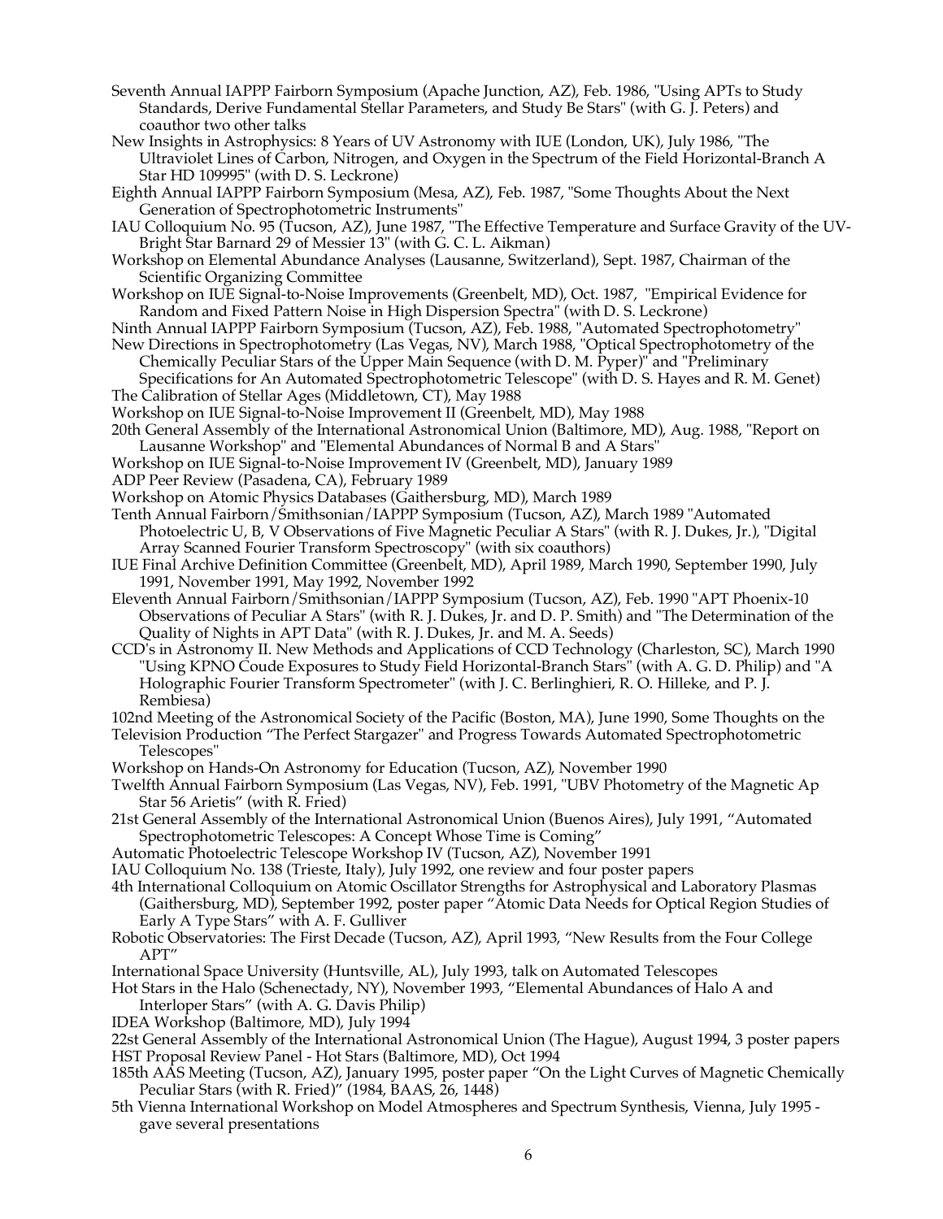Seventh Annual IAPPP Fairborn Symposium (Apache Junction, AZ), Feb. 1986, "Using APTs to Study Standards, Derive Fundamental Stellar Parameters, and Study Be Stars" (with G. J. Peters) and coauthor two other talks

New Insights in Astrophysics: 8 Years of UV Astronomy with IUE (London, UK), July 1986, "The Ultraviolet Lines of Carbon, Nitrogen, and Oxygen in the Spectrum of the Field Horizontal-Branch A Star HD 109995" (with D. S. Leckrone)

Eighth Annual IAPPP Fairborn Symposium (Mesa, AZ), Feb. 1987, "Some Thoughts About the Next Generation of Spectrophotometric Instruments"

IAU Colloquium No. 95 (Tucson, AZ), June 1987, "The Effective Temperature and Surface Gravity of the UV-Bright Star Barnard 29 of Messier 13" (with G. C. L. Aikman)

Workshop on Elemental Abundance Analyses (Lausanne, Switzerland), Sept. 1987, Chairman of the Scientific Organizing Committee

Workshop on IUE Signal-to-Noise Improvements (Greenbelt, MD), Oct. 1987, "Empirical Evidence for Random and Fixed Pattern Noise in High Dispersion Spectra" (with D. S. Leckrone)

Ninth Annual IAPPP Fairborn Symposium (Tucson, AZ), Feb. 1988, "Automated Spectrophotometry"

New Directions in Spectrophotometry (Las Vegas, NV), March 1988, "Optical Spectrophotometry of the Chemically Peculiar Stars of the Upper Main Sequence (with D. M. Pyper)" and "Preliminary Specifications for An Automated Spectrophotometric Telescope" (with D. S. Hayes and R. M. Genet)

The Calibration of Stellar Ages (Middletown, CT), May 1988

Workshop on IUE Signal-to-Noise Improvement II (Greenbelt, MD), May 1988

20th General Assembly of the International Astronomical Union (Baltimore, MD), Aug. 1988, "Report on Lausanne Workshop" and "Elemental Abundances of Normal B and A Stars"

Workshop on IUE Signal-to-Noise Improvement IV (Greenbelt, MD), January 1989

ADP Peer Review (Pasadena, CA), February 1989

Workshop on Atomic Physics Databases (Gaithersburg, MD), March 1989

Tenth Annual Fairborn/Smithsonian/IAPPP Symposium (Tucson, AZ), March 1989 "Automated Photoelectric U, B, V Observations of Five Magnetic Peculiar A Stars" (with R. J. Dukes, Jr.), "Digital Array Scanned Fourier Transform Spectroscopy" (with six coauthors)

IUE Final Archive Definition Committee (Greenbelt, MD), April 1989, March 1990, September 1990, July 1991, November 1991, May 1992, November 1992

Eleventh Annual Fairborn/Smithsonian/IAPPP Symposium (Tucson, AZ), Feb. 1990 "APT Phoenix-10 Observations of Peculiar A Stars" (with R. J. Dukes, Jr. and D. P. Smith) and "The Determination of the Quality of Nights in APT Data" (with R. J. Dukes, Jr. and M. A. Seeds)

CCD's in Astronomy II. New Methods and Applications of CCD Technology (Charleston, SC), March 1990 "Using KPNO Coude Exposures to Study Field Horizontal-Branch Stars" (with A. G. D. Philip) and "A Holographic Fourier Transform Spectrometer" (with J. C. Berlinghieri, R. O. Hilleke, and P. J. Rembiesa)

102nd Meeting of the Astronomical Society of the Pacific (Boston, MA), June 1990, Some Thoughts on the Television Production "The Perfect Stargazer" and Progress Towards Automated Spectrophotometric Telescopes"

Workshop on Hands-On Astronomy for Education (Tucson, AZ), November 1990

Twelfth Annual Fairborn Symposium (Las Vegas, NV), Feb. 1991, "UBV Photometry of the Magnetic Ap Star 56 Arietis" (with R. Fried)

21st General Assembly of the International Astronomical Union (Buenos Aires), July 1991, "Automated Spectrophotometric Telescopes: A Concept Whose Time is Coming"

Automatic Photoelectric Telescope Workshop IV (Tucson, AZ), November 1991

IAU Colloquium No. 138 (Trieste, Italy), July 1992, one review and four poster papers

4th International Colloquium on Atomic Oscillator Strengths for Astrophysical and Laboratory Plasmas (Gaithersburg, MD), September 1992, poster paper "Atomic Data Needs for Optical Region Studies of Early A Type Stars" with A. F. Gulliver

Robotic Observatories: The First Decade (Tucson, AZ), April 1993, "New Results from the Four College APT"

International Space University (Huntsville, AL), July 1993, talk on Automated Telescopes

Hot Stars in the Halo (Schenectady, NY), November 1993, "Elemental Abundances of Halo A and Interloper Stars" (with A. G. Davis Philip)

IDEA Workshop (Baltimore, MD), July 1994

22st General Assembly of the International Astronomical Union (The Hague), August 1994, 3 poster papers

HST Proposal Review Panel - Hot Stars (Baltimore, MD), Oct 1994

185th AAS Meeting (Tucson, AZ), January 1995, poster paper "On the Light Curves of Magnetic Chemically Peculiar Stars (with R. Fried)" (1984, BAAS, 26, 1448)

5th Vienna International Workshop on Model Atmospheres and Spectrum Synthesis, Vienna, July 1995 - gave several presentations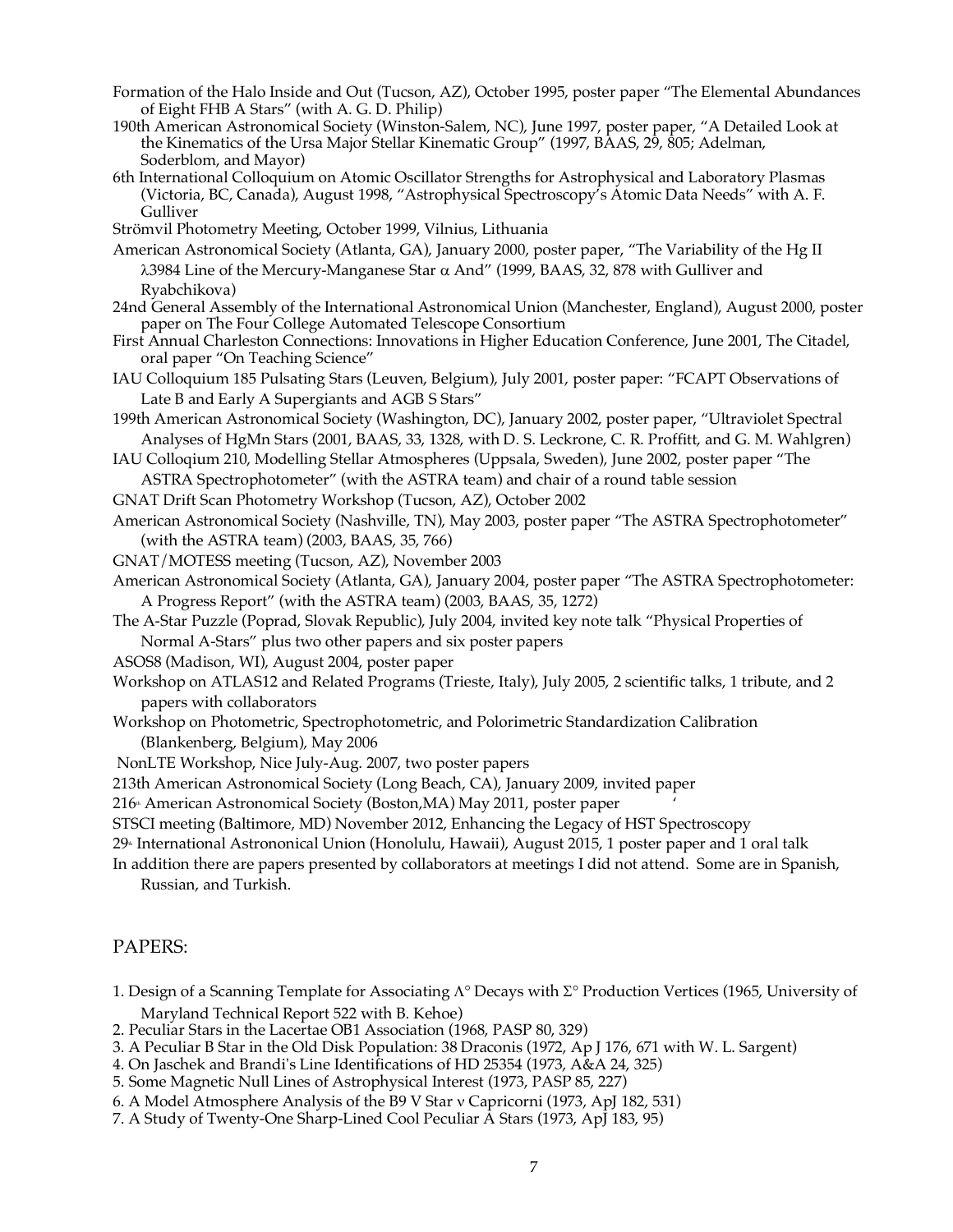Formation of the Halo Inside and Out (Tucson, AZ), October 1995, poster paper "The Elemental Abundances of Eight FHB A Stars" (with A. G. D. Philip)

190th American Astronomical Society (Winston-Salem, NC), June 1997, poster paper, "A Detailed Look at the Kinematics of the Ursa Major Stellar Kinematic Group" (1997, BAAS, 29, 805; Adelman, Soderblom, and Mayor)

6th International Colloquium on Atomic Oscillator Strengths for Astrophysical and Laboratory Plasmas (Victoria, BC, Canada), August 1998, "Astrophysical Spectroscopy's Atomic Data Needs" with A. F. Gulliver

Strömvil Photometry Meeting, October 1999, Vilnius, Lithuania

American Astronomical Society (Atlanta, GA), January 2000, poster paper, "The Variability of the Hg II $\lambda$3984 Line of the Mercury-Manganese Star $\alpha$ And" (1999, BAAS, 32, 878 with Gulliver and Ryabchikova)

24nd General Assembly of the International Astronomical Union (Manchester, England), August 2000, poster paper on The Four College Automated Telescope Consortium

First Annual Charleston Connections: Innovations in Higher Education Conference, June 2001, The Citadel, oral paper "On Teaching Science"

IAU Colloquium 185 Pulsating Stars (Leuven, Belgium), July 2001, poster paper: "FCAPT Observations of Late B and Early A Supergiants and AGB S Stars"

199th American Astronomical Society (Washington, DC), January 2002, poster paper, "Ultraviolet Spectral Analyses of HgMn Stars (2001, BAAS, 33, 1328, with D. S. Leckrone, C. R. Proffitt, and G. M. Wahlgren)

IAU Colloqium 210, Modelling Stellar Atmospheres (Uppsala, Sweden), June 2002, poster paper "The ASTRA Spectrophotometer" (with the ASTRA team) and chair of a round table session

GNAT Drift Scan Photometry Workshop (Tucson, AZ), October 2002

American Astronomical Society (Nashville, TN), May 2003, poster paper "The ASTRA Spectrophotometer" (with the ASTRA team) (2003, BAAS, 35, 766)

GNAT/MOTESS meeting (Tucson, AZ), November 2003

American Astronomical Society (Atlanta, GA), January 2004, poster paper "The ASTRA Spectrophotometer: A Progress Report" (with the ASTRA team) (2003, BAAS, 35, 1272)

The A-Star Puzzle (Poprad, Slovak Republic), July 2004, invited key note talk "Physical Properties of Normal A-Stars" plus two other papers and six poster papers

ASOS8 (Madison, WI), August 2004, poster paper

Workshop on ATLAS12 and Related Programs (Trieste, Italy), July 2005, 2 scientific talks, 1 tribute, and 2 papers with collaborators

Workshop on Photometric, Spectrophotometric, and Polorimetric Standardization Calibration (Blankenberg, Belgium), May 2006

NonLTE Workshop, Nice July-Aug. 2007, two poster papers

213th American Astronomical Society (Long Beach, CA), January 2009, invited paper

216th American Astronomical Society (Boston,MA) May 2011, poster paper

STSCI meeting (Baltimore, MD) November 2012, Enhancing the Legacy of HST Spectroscopy

29th International Astrononical Union (Honolulu, Hawaii), August 2015, 1 poster paper and 1 oral talk

In addition there are papers presented by collaborators at meetings I did not attend. Some are in Spanish, Russian, and Turkish.

## PAPERS:

1. Design of a Scanning Template for Associating $\Lambda^\circ$ Decays with $\Sigma^\circ$ Production Vertices (1965, University of Maryland Technical Report 522 with B. Kehoe)
2. Peculiar Stars in the Lacertae OB1 Association (1968, PASP 80, 329)
3. A Peculiar B Star in the Old Disk Population: 38 Draconis (1972, Ap J 176, 671 with W. L. Sargent)
4. On Jaschek and Brandi's Line Identifications of HD 25354 (1973, A&A 24, 325)
5. Some Magnetic Null Lines of Astrophysical Interest (1973, PASP 85, 227)
6. A Model Atmosphere Analysis of the B9 V Star $\nu$ Capricorni (1973, ApJ 182, 531)
7. A Study of Twenty-One Sharp-Lined Cool Peculiar A Stars (1973, ApJ 183, 95)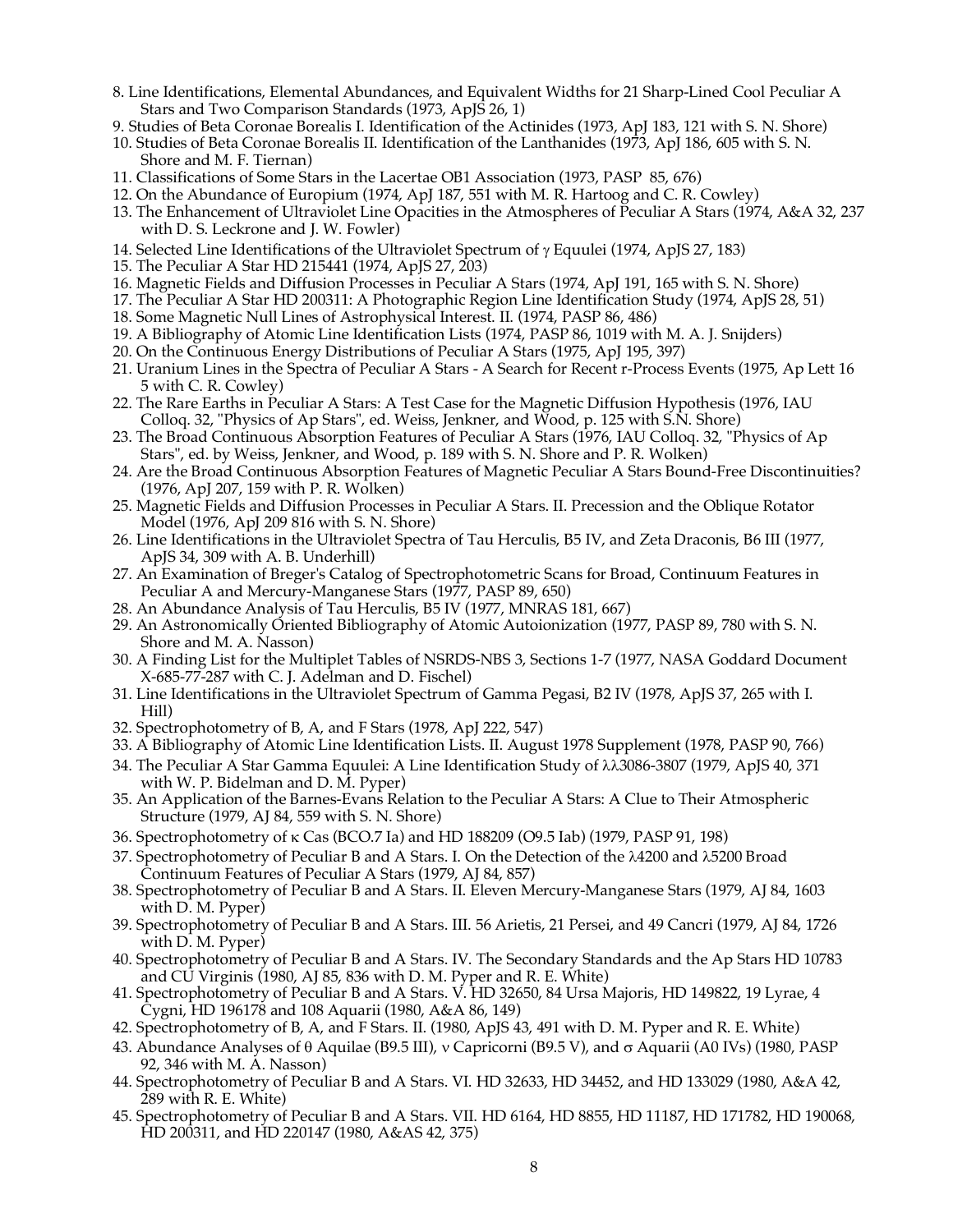8. Line Identifications, Elemental Abundances, and Equivalent Widths for 21 Sharp-Lined Cool Peculiar A Stars and Two Comparison Standards (1973, ApJS 26, 1)
9. Studies of Beta Coronae Borealis I. Identification of the Actinides (1973, ApJ 183, 121 with S. N. Shore)
10. Studies of Beta Coronae Borealis II. Identification of the Lanthanides (1973, ApJ 186, 605 with S. N. Shore and M. F. Tiernan)
11. Classifications of Some Stars in the Lacertae OB1 Association (1973, PASP 85, 676)
12. On the Abundance of Europium (1974, ApJ 187, 551 with M. R. Hartoog and C. R. Cowley)
13. The Enhancement of Ultraviolet Line Opacities in the Atmospheres of Peculiar A Stars (1974, A&A 32, 237 with D. S. Leckrone and J. W. Fowler)
14. Selected Line Identifications of the Ultraviolet Spectrum of γ Equulei (1974, ApJS 27, 183)
15. The Peculiar A Star HD 215441 (1974, ApJS 27, 203)
16. Magnetic Fields and Diffusion Processes in Peculiar A Stars (1974, ApJ 191, 165 with S. N. Shore)
17. The Peculiar A Star HD 200311: A Photographic Region Line Identification Study (1974, ApJS 28, 51)
18. Some Magnetic Null Lines of Astrophysical Interest. II. (1974, PASP 86, 486)
19. A Bibliography of Atomic Line Identification Lists (1974, PASP 86, 1019 with M. A. J. Snijders)
20. On the Continuous Energy Distributions of Peculiar A Stars (1975, ApJ 195, 397)
21. Uranium Lines in the Spectra of Peculiar A Stars - A Search for Recent r-Process Events (1975, Ap Lett 16 5 with C. R. Cowley)
22. The Rare Earths in Peculiar A Stars: A Test Case for the Magnetic Diffusion Hypothesis (1976, IAU Colloq. 32, "Physics of Ap Stars", ed. Weiss, Jenkner, and Wood, p. 125 with S.N. Shore)
23. The Broad Continuous Absorption Features of Peculiar A Stars (1976, IAU Colloq. 32, "Physics of Ap Stars", ed. by Weiss, Jenkner, and Wood, p. 189 with S. N. Shore and P. R. Wolken)
24. Are the Broad Continuous Absorption Features of Magnetic Peculiar A Stars Bound-Free Discontinuities? (1976, ApJ 207, 159 with P. R. Wolken)
25. Magnetic Fields and Diffusion Processes in Peculiar A Stars. II. Precession and the Oblique Rotator Model (1976, ApJ 209 816 with S. N. Shore)
26. Line Identifications in the Ultraviolet Spectra of Tau Herculis, B5 IV, and Zeta Draconis, B6 III (1977, ApJS 34, 309 with A. B. Underhill)
27. An Examination of Breger's Catalog of Spectrophotometric Scans for Broad, Continuum Features in Peculiar A and Mercury-Manganese Stars (1977, PASP 89, 650)
28. An Abundance Analysis of Tau Herculis, B5 IV (1977, MNRAS 181, 667)
29. An Astronomically Oriented Bibliography of Atomic Autoionization (1977, PASP 89, 780 with S. N. Shore and M. A. Nasson)
30. A Finding List for the Multiplet Tables of NSRDS-NBS 3, Sections 1-7 (1977, NASA Goddard Document X-685-77-287 with C. J. Adelman and D. Fischel)
31. Line Identifications in the Ultraviolet Spectrum of Gamma Pegasi, B2 IV (1978, ApJS 37, 265 with I. Hill)
32. Spectrophotometry of B, A, and F Stars (1978, ApJ 222, 547)
33. A Bibliography of Atomic Line Identification Lists. II. August 1978 Supplement (1978, PASP 90, 766)
34. The Peculiar A Star Gamma Equulei: A Line Identification Study of λλ3086-3807 (1979, ApJS 40, 371 with W. P. Bidelman and D. M. Pyper)
35. An Application of the Barnes-Evans Relation to the Peculiar A Stars: A Clue to Their Atmospheric Structure (1979, AJ 84, 559 with S. N. Shore)
36. Spectrophotometry of κ Cas (BCO.7 Ia) and HD 188209 (O9.5 Iab) (1979, PASP 91, 198)
37. Spectrophotometry of Peculiar B and A Stars. I. On the Detection of the λ4200 and λ5200 Broad Continuum Features of Peculiar A Stars (1979, AJ 84, 857)
38. Spectrophotometry of Peculiar B and A Stars. II. Eleven Mercury-Manganese Stars (1979, AJ 84, 1603 with D. M. Pyper)
39. Spectrophotometry of Peculiar B and A Stars. III. 56 Arietis, 21 Persei, and 49 Cancri (1979, AJ 84, 1726 with D. M. Pyper)
40. Spectrophotometry of Peculiar B and A Stars. IV. The Secondary Standards and the Ap Stars HD 10783 and CU Virginis (1980, AJ 85, 836 with D. M. Pyper and R. E. White)
41. Spectrophotometry of Peculiar B and A Stars. V. HD 32650, 84 Ursa Majoris, HD 149822, 19 Lyrae, 4 Cygni, HD 196178 and 108 Aquarii (1980, A&A 86, 149)
42. Spectrophotometry of B, A, and F Stars. II. (1980, ApJS 43, 491 with D. M. Pyper and R. E. White)
43. Abundance Analyses of θ Aquilae (B9.5 III), ν Capricorni (B9.5 V), and σ Aquarii (A0 IVs) (1980, PASP 92, 346 with M. A. Nasson)
44. Spectrophotometry of Peculiar B and A Stars. VI. HD 32633, HD 34452, and HD 133029 (1980, A&A 42, 289 with R. E. White)
45. Spectrophotometry of Peculiar B and A Stars. VII. HD 6164, HD 8855, HD 11187, HD 171782, HD 190068, HD 200311, and HD 220147 (1980, A&AS 42, 375)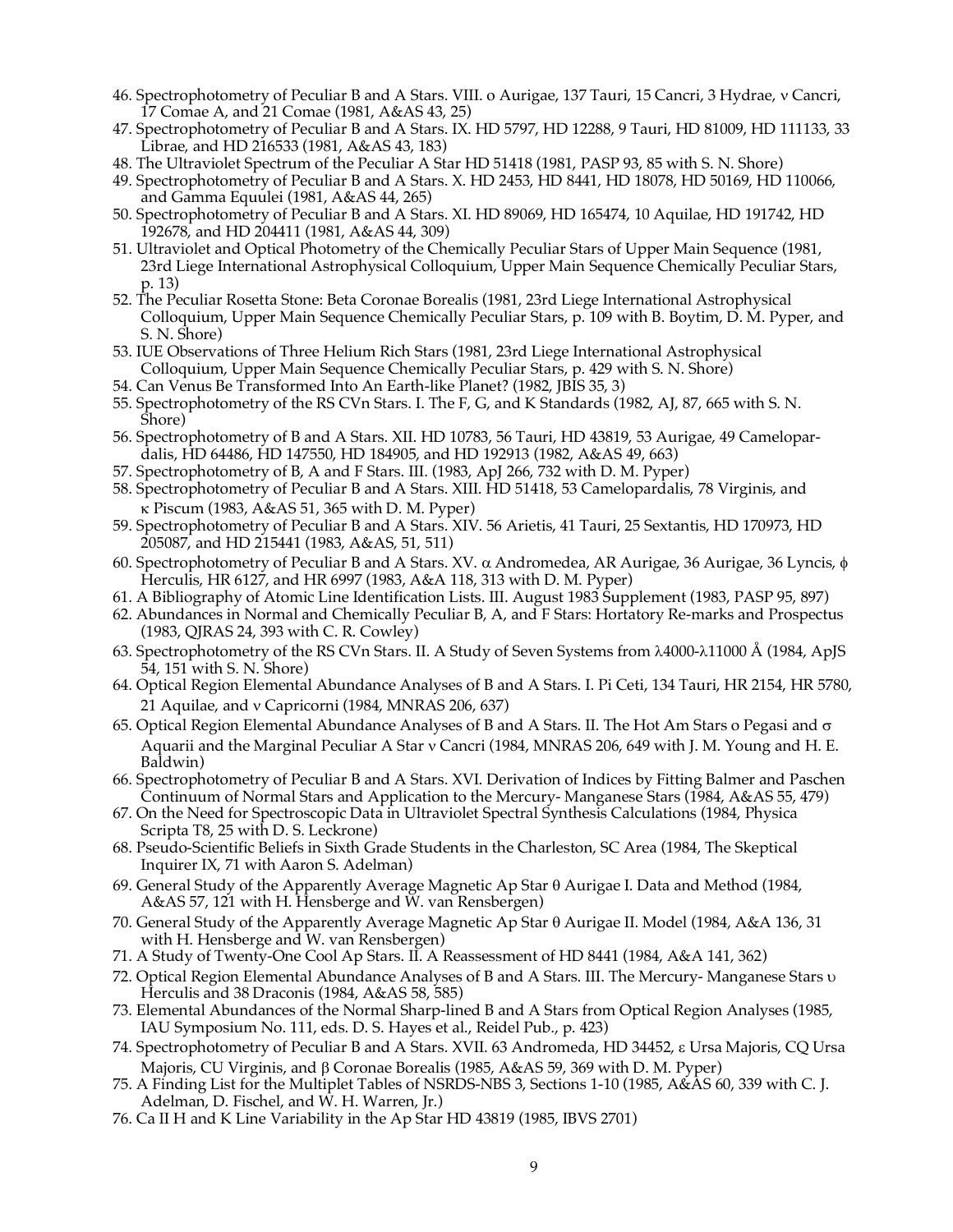46. Spectrophotometry of Peculiar B and A Stars. VIII. ο Aurigae, 137 Tauri, 15 Cancri, 3 Hydrae, ν Cancri, 17 Comae A, and 21 Comae (1981, A&AS 43, 25)
47. Spectrophotometry of Peculiar B and A Stars. IX. HD 5797, HD 12288, 9 Tauri, HD 81009, HD 111133, 33 Librae, and HD 216533 (1981, A&AS 43, 183)
48. The Ultraviolet Spectrum of the Peculiar A Star HD 51418 (1981, PASP 93, 85 with S. N. Shore)
49. Spectrophotometry of Peculiar B and A Stars. X. HD 2453, HD 8441, HD 18078, HD 50169, HD 110066, and Gamma Equulei (1981, A&AS 44, 265)
50. Spectrophotometry of Peculiar B and A Stars. XI. HD 89069, HD 165474, 10 Aquilae, HD 191742, HD 192678, and HD 204411 (1981, A&AS 44, 309)
51. Ultraviolet and Optical Photometry of the Chemically Peculiar Stars of Upper Main Sequence (1981, 23rd Liege International Astrophysical Colloquium, Upper Main Sequence Chemically Peculiar Stars, p. 13)
52. The Peculiar Rosetta Stone: Beta Coronae Borealis (1981, 23rd Liege International Astrophysical Colloquium, Upper Main Sequence Chemically Peculiar Stars, p. 109 with B. Boytim, D. M. Pyper, and S. N. Shore)
53. IUE Observations of Three Helium Rich Stars (1981, 23rd Liege International Astrophysical Colloquium, Upper Main Sequence Chemically Peculiar Stars, p. 429 with S. N. Shore)
54. Can Venus Be Transformed Into An Earth-like Planet? (1982, JBIS 35, 3)
55. Spectrophotometry of the RS CVn Stars. I. The F, G, and K Standards (1982, AJ, 87, 665 with S. N. Shore)
56. Spectrophotometry of B and A Stars. XII. HD 10783, 56 Tauri, HD 43819, 53 Aurigae, 49 Camelopardalis, HD 64486, HD 147550, HD 184905, and HD 192913 (1982, A&AS 49, 663)
57. Spectrophotometry of B, A and F Stars. III. (1983, ApJ 266, 732 with D. M. Pyper)
58. Spectrophotometry of Peculiar B and A Stars. XIII. HD 51418, 53 Camelopardalis, 78 Virginis, and κ Piscum (1983, A&AS 51, 365 with D. M. Pyper)
59. Spectrophotometry of Peculiar B and A Stars. XIV. 56 Arietis, 41 Tauri, 25 Sextantis, HD 170973, HD 205087, and HD 215441 (1983, A&AS, 51, 511)
60. Spectrophotometry of Peculiar B and A Stars. XV. α Andromedea, AR Aurigae, 36 Aurigae, 36 Lyncis, φ Herculis, HR 6127, and HR 6997 (1983, A&A 118, 313 with D. M. Pyper)
61. A Bibliography of Atomic Line Identification Lists. III. August 1983 Supplement (1983, PASP 95, 897)
62. Abundances in Normal and Chemically Peculiar B, A, and F Stars: Hortatory Re-marks and Prospectus (1983, QJRAS 24, 393 with C. R. Cowley)
63. Spectrophotometry of the RS CVn Stars. II. A Study of Seven Systems from λ4000-λ11000 Å (1984, ApJS 54, 151 with S. N. Shore)
64. Optical Region Elemental Abundance Analyses of B and A Stars. I. Pi Ceti, 134 Tauri, HR 2154, HR 5780, 21 Aquilae, and ν Capricorni (1984, MNRAS 206, 637)
65. Optical Region Elemental Abundance Analyses of B and A Stars. II. The Hot Am Stars ο Pegasi and σ Aquarii and the Marginal Peculiar A Star ν Cancri (1984, MNRAS 206, 649 with J. M. Young and H. E. Baldwin)
66. Spectrophotometry of Peculiar B and A Stars. XVI. Derivation of Indices by Fitting Balmer and Paschen Continuum of Normal Stars and Application to the Mercury- Manganese Stars (1984, A&AS 55, 479)
67. On the Need for Spectroscopic Data in Ultraviolet Spectral Synthesis Calculations (1984, Physica Scripta T8, 25 with D. S. Leckrone)
68. Pseudo-Scientific Beliefs in Sixth Grade Students in the Charleston, SC Area (1984, The Skeptical Inquirer IX, 71 with Aaron S. Adelman)
69. General Study of the Apparently Average Magnetic Ap Star θ Aurigae I. Data and Method (1984, A&AS 57, 121 with H. Hensberge and W. van Rensbergen)
70. General Study of the Apparently Average Magnetic Ap Star θ Aurigae II. Model (1984, A&A 136, 31 with H. Hensberge and W. van Rensbergen)
71. A Study of Twenty-One Cool Ap Stars. II. A Reassessment of HD 8441 (1984, A&A 141, 362)
72. Optical Region Elemental Abundance Analyses of B and A Stars. III. The Mercury- Manganese Stars υ Herculis and 38 Draconis (1984, A&AS 58, 585)
73. Elemental Abundances of the Normal Sharp-lined B and A Stars from Optical Region Analyses (1985, IAU Symposium No. 111, eds. D. S. Hayes et al., Reidel Pub., p. 423)
74. Spectrophotometry of Peculiar B and A Stars. XVII. 63 Andromeda, HD 34452, ε Ursa Majoris, CQ Ursa Majoris, CU Virginis, and β Coronae Borealis (1985, A&AS 59, 369 with D. M. Pyper)
75. A Finding List for the Multiplet Tables of NSRDS-NBS 3, Sections 1-10 (1985, A&AS 60, 339 with C. J. Adelman, D. Fischel, and W. H. Warren, Jr.)
76. Ca II H and K Line Variability in the Ap Star HD 43819 (1985, IBVS 2701)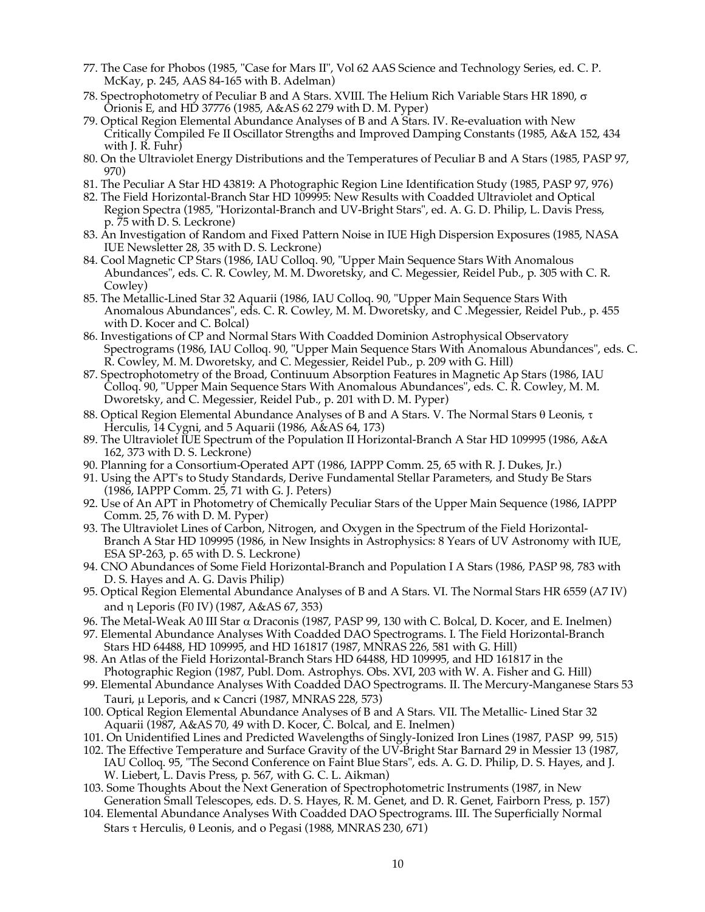77. The Case for Phobos (1985, "Case for Mars II", Vol 62 AAS Science and Technology Series, ed. C. P. McKay, p. 245, AAS 84-165 with B. Adelman)
78. Spectrophotometry of Peculiar B and A Stars. XVIII. The Helium Rich Variable Stars HR 1890, σ Orionis E, and HD 37776 (1985, A&AS 62 279 with D. M. Pyper)
79. Optical Region Elemental Abundance Analyses of B and A Stars. IV. Re-evaluation with New Critically Compiled Fe II Oscillator Strengths and Improved Damping Constants (1985, A&A 152, 434 with J. R. Fuhr)
80. On the Ultraviolet Energy Distributions and the Temperatures of Peculiar B and A Stars (1985, PASP 97, 970)
81. The Peculiar A Star HD 43819: A Photographic Region Line Identification Study (1985, PASP 97, 976)
82. The Field Horizontal-Branch Star HD 109995: New Results with Coadded Ultraviolet and Optical Region Spectra (1985, "Horizontal-Branch and UV-Bright Stars", ed. A. G. D. Philip, L. Davis Press, p. 75 with D. S. Leckrone)
83. An Investigation of Random and Fixed Pattern Noise in IUE High Dispersion Exposures (1985, NASA IUE Newsletter 28, 35 with D. S. Leckrone)
84. Cool Magnetic CP Stars (1986, IAU Colloq. 90, "Upper Main Sequence Stars With Anomalous Abundances", eds. C. R. Cowley, M. M. Dworetsky, and C. Megessier, Reidel Pub., p. 305 with C. R. Cowley)
85. The Metallic-Lined Star 32 Aquarii (1986, IAU Colloq. 90, "Upper Main Sequence Stars With Anomalous Abundances", eds. C. R. Cowley, M. M. Dworetsky, and C .Megessier, Reidel Pub., p. 455 with D. Kocer and C. Bolcal)
86. Investigations of CP and Normal Stars With Coadded Dominion Astrophysical Observatory Spectrograms (1986, IAU Colloq. 90, "Upper Main Sequence Stars With Anomalous Abundances", eds. C. R. Cowley, M. M. Dworetsky, and C. Megessier, Reidel Pub., p. 209 with G. Hill)
87. Spectrophotometry of the Broad, Continuum Absorption Features in Magnetic Ap Stars (1986, IAU Colloq. 90, "Upper Main Sequence Stars With Anomalous Abundances", eds. C. R. Cowley, M. M. Dworetsky, and C. Megessier, Reidel Pub., p. 201 with D. M. Pyper)
88. Optical Region Elemental Abundance Analyses of B and A Stars. V. The Normal Stars θ Leonis, τ Herculis, 14 Cygni, and 5 Aquarii (1986, A&AS 64, 173)
89. The Ultraviolet IUE Spectrum of the Population II Horizontal-Branch A Star HD 109995 (1986, A&A 162, 373 with D. S. Leckrone)
90. Planning for a Consortium-Operated APT (1986, IAPPP Comm. 25, 65 with R. J. Dukes, Jr.)
91. Using the APT's to Study Standards, Derive Fundamental Stellar Parameters, and Study Be Stars (1986, IAPPP Comm. 25, 71 with G. J. Peters)
92. Use of An APT in Photometry of Chemically Peculiar Stars of the Upper Main Sequence (1986, IAPPP Comm. 25, 76 with D. M. Pyper)
93. The Ultraviolet Lines of Carbon, Nitrogen, and Oxygen in the Spectrum of the Field Horizontal-Branch A Star HD 109995 (1986, in New Insights in Astrophysics: 8 Years of UV Astronomy with IUE, ESA SP-263, p. 65 with D. S. Leckrone)
94. CNO Abundances of Some Field Horizontal-Branch and Population I A Stars (1986, PASP 98, 783 with D. S. Hayes and A. G. Davis Philip)
95. Optical Region Elemental Abundance Analyses of B and A Stars. VI. The Normal Stars HR 6559 (A7 IV) and η Leporis (F0 IV) (1987, A&AS 67, 353)
96. The Metal-Weak A0 III Star α Draconis (1987, PASP 99, 130 with C. Bolcal, D. Kocer, and E. Inelmen)
97. Elemental Abundance Analyses With Coadded DAO Spectrograms. I. The Field Horizontal-Branch Stars HD 64488, HD 109995, and HD 161817 (1987, MNRAS 226, 581 with G. Hill)
98. An Atlas of the Field Horizontal-Branch Stars HD 64488, HD 109995, and HD 161817 in the Photographic Region (1987, Publ. Dom. Astrophys. Obs. XVI, 203 with W. A. Fisher and G. Hill)
99. Elemental Abundance Analyses With Coadded DAO Spectrograms. II. The Mercury-Manganese Stars 53 Tauri, μ Leporis, and κ Cancri (1987, MNRAS 228, 573)
100. Optical Region Elemental Abundance Analyses of B and A Stars. VII. The Metallic- Lined Star 32 Aquarii (1987, A&AS 70, 49 with D. Kocer, C. Bolcal, and E. Inelmen)
101. On Unidentified Lines and Predicted Wavelengths of Singly-Ionized Iron Lines (1987, PASP 99, 515)
102. The Effective Temperature and Surface Gravity of the UV-Bright Star Barnard 29 in Messier 13 (1987, IAU Colloq. 95, "The Second Conference on Faint Blue Stars", eds. A. G. D. Philip, D. S. Hayes, and J. W. Liebert, L. Davis Press, p. 567, with G. C. L. Aikman)
103. Some Thoughts About the Next Generation of Spectrophotometric Instruments (1987, in New Generation Small Telescopes, eds. D. S. Hayes, R. M. Genet, and D. R. Genet, Fairborn Press, p. 157)
104. Elemental Abundance Analyses With Coadded DAO Spectrograms. III. The Superficially Normal Stars τ Herculis, θ Leonis, and ο Pegasi (1988, MNRAS 230, 671)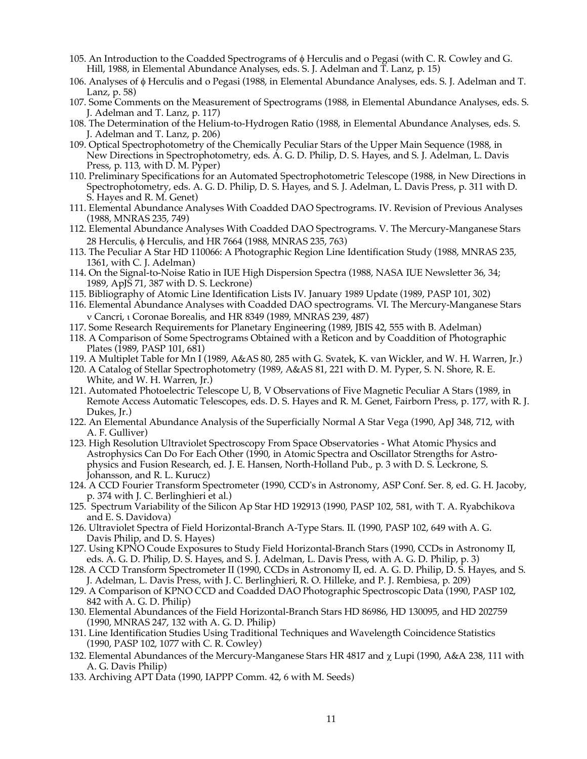105. An Introduction to the Coadded Spectrograms of ϕ Herculis and o Pegasi (with C. R. Cowley and G. Hill, 1988, in Elemental Abundance Analyses, eds. S. J. Adelman and T. Lanz, p. 15)
106. Analyses of ϕ Herculis and o Pegasi (1988, in Elemental Abundance Analyses, eds. S. J. Adelman and T. Lanz, p. 58)
107. Some Comments on the Measurement of Spectrograms (1988, in Elemental Abundance Analyses, eds. S. J. Adelman and T. Lanz, p. 117)
108. The Determination of the Helium-to-Hydrogen Ratio (1988, in Elemental Abundance Analyses, eds. S. J. Adelman and T. Lanz, p. 206)
109. Optical Spectrophotometry of the Chemically Peculiar Stars of the Upper Main Sequence (1988, in New Directions in Spectrophotometry, eds. A. G. D. Philip, D. S. Hayes, and S. J. Adelman, L. Davis Press, p. 113, with D. M. Pyper)
110. Preliminary Specifications for an Automated Spectrophotometric Telescope (1988, in New Directions in Spectrophotometry, eds. A. G. D. Philip, D. S. Hayes, and S. J. Adelman, L. Davis Press, p. 311 with D. S. Hayes and R. M. Genet)
111. Elemental Abundance Analyses With Coadded DAO Spectrograms. IV. Revision of Previous Analyses (1988, MNRAS 235, 749)
112. Elemental Abundance Analyses With Coadded DAO Spectrograms. V. The Mercury-Manganese Stars 28 Herculis, ϕ Herculis, and HR 7664 (1988, MNRAS 235, 763)
113. The Peculiar A Star HD 110066: A Photographic Region Line Identification Study (1988, MNRAS 235, 1361, with C. J. Adelman)
114. On the Signal-to-Noise Ratio in IUE High Dispersion Spectra (1988, NASA IUE Newsletter 36, 34; 1989, ApJS 71, 387 with D. S. Leckrone)
115. Bibliography of Atomic Line Identification Lists IV. January 1989 Update (1989, PASP 101, 302)
116. Elemental Abundance Analyses with Coadded DAO spectrograms. VI. The Mercury-Manganese Stars ν Cancri, ι Coronae Borealis, and HR 8349 (1989, MNRAS 239, 487)
117. Some Research Requirements for Planetary Engineering (1989, JBIS 42, 555 with B. Adelman)
118. A Comparison of Some Spectrograms Obtained with a Reticon and by Coaddition of Photographic Plates (1989, PASP 101, 681)
119. A Multiplet Table for Mn I (1989, A&AS 80, 285 with G. Svatek, K. van Wickler, and W. H. Warren, Jr.)
120. A Catalog of Stellar Spectrophotometry (1989, A&AS 81, 221 with D. M. Pyper, S. N. Shore, R. E. White, and W. H. Warren, Jr.)
121. Automated Photoelectric Telescope U, B, V Observations of Five Magnetic Peculiar A Stars (1989, in Remote Access Automatic Telescopes, eds. D. S. Hayes and R. M. Genet, Fairborn Press, p. 177, with R. J. Dukes, Jr.)
122. An Elemental Abundance Analysis of the Superficially Normal A Star Vega (1990, ApJ 348, 712, with A. F. Gulliver)
123. High Resolution Ultraviolet Spectroscopy From Space Observatories - What Atomic Physics and Astrophysics Can Do For Each Other (1990, in Atomic Spectra and Oscillator Strengths for Astrophysics and Fusion Research, ed. J. E. Hansen, North-Holland Pub., p. 3 with D. S. Leckrone, S. Johansson, and R. L. Kurucz)
124. A CCD Fourier Transform Spectrometer (1990, CCD's in Astronomy, ASP Conf. Ser. 8, ed. G. H. Jacoby, p. 374 with J. C. Berlinghieri et al.)
125. Spectrum Variability of the Silicon Ap Star HD 192913 (1990, PASP 102, 581, with T. A. Ryabchikova and E. S. Davidova)
126. Ultraviolet Spectra of Field Horizontal-Branch A-Type Stars. II. (1990, PASP 102, 649 with A. G. Davis Philip, and D. S. Hayes)
127. Using KPNO Coude Exposures to Study Field Horizontal-Branch Stars (1990, CCDs in Astronomy II, eds. A. G. D. Philip, D. S. Hayes, and S. J. Adelman, L. Davis Press, with A. G. D. Philip, p. 3)
128. A CCD Transform Spectrometer II (1990, CCDs in Astronomy II, ed. A. G. D. Philip, D. S. Hayes, and S. J. Adelman, L. Davis Press, with J. C. Berlinghieri, R. O. Hilleke, and P. J. Rembiesa, p. 209)
129. A Comparison of KPNO CCD and Coadded DAO Photographic Spectroscopic Data (1990, PASP 102, 842 with A. G. D. Philip)
130. Elemental Abundances of the Field Horizontal-Branch Stars HD 86986, HD 130095, and HD 202759 (1990, MNRAS 247, 132 with A. G. D. Philip)
131. Line Identification Studies Using Traditional Techniques and Wavelength Coincidence Statistics (1990, PASP 102, 1077 with C. R. Cowley)
132. Elemental Abundances of the Mercury-Manganese Stars HR 4817 and χ Lupi (1990, A&A 238, 111 with A. G. Davis Philip)
133. Archiving APT Data (1990, IAPPP Comm. 42, 6 with M. Seeds)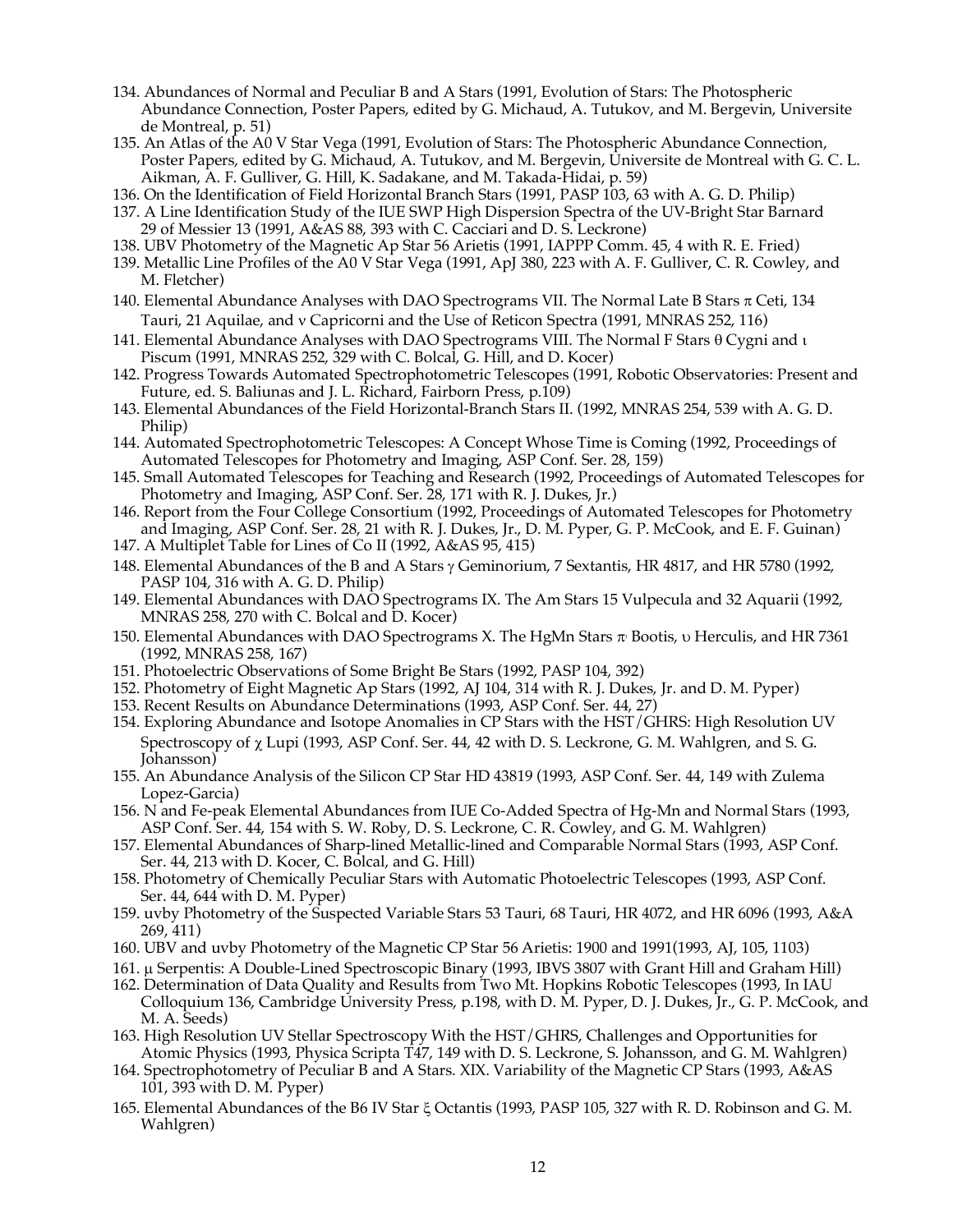134. Abundances of Normal and Peculiar B and A Stars (1991, Evolution of Stars: The Photospheric Abundance Connection, Poster Papers, edited by G. Michaud, A. Tutukov, and M. Bergevin, Universite de Montreal, p. 51)
135. An Atlas of the A0 V Star Vega (1991, Evolution of Stars: The Photospheric Abundance Connection, Poster Papers, edited by G. Michaud, A. Tutukov, and M. Bergevin, Universite de Montreal with G. C. L. Aikman, A. F. Gulliver, G. Hill, K. Sadakane, and M. Takada-Hidai, p. 59)
136. On the Identification of Field Horizontal Branch Stars (1991, PASP 103, 63 with A. G. D. Philip)
137. A Line Identification Study of the IUE SWP High Dispersion Spectra of the UV-Bright Star Barnard 29 of Messier 13 (1991, A&AS 88, 393 with C. Cacciari and D. S. Leckrone)
138. UBV Photometry of the Magnetic Ap Star 56 Arietis (1991, IAPPP Comm. 45, 4 with R. E. Fried)
139. Metallic Line Profiles of the A0 V Star Vega (1991, ApJ 380, 223 with A. F. Gulliver, C. R. Cowley, and M. Fletcher)
140. Elemental Abundance Analyses with DAO Spectrograms VII. The Normal Late B Stars π Ceti, 134 Tauri, 21 Aquilae, and ν Capricorni and the Use of Reticon Spectra (1991, MNRAS 252, 116)
141. Elemental Abundance Analyses with DAO Spectrograms VIII. The Normal F Stars θ Cygni and ι Piscum (1991, MNRAS 252, 329 with C. Bolcal, G. Hill, and D. Kocer)
142. Progress Towards Automated Spectrophotometric Telescopes (1991, Robotic Observatories: Present and Future, ed. S. Baliunas and J. L. Richard, Fairborn Press, p.109)
143. Elemental Abundances of the Field Horizontal-Branch Stars II. (1992, MNRAS 254, 539 with A. G. D. Philip)
144. Automated Spectrophotometric Telescopes: A Concept Whose Time is Coming (1992, Proceedings of Automated Telescopes for Photometry and Imaging, ASP Conf. Ser. 28, 159)
145. Small Automated Telescopes for Teaching and Research (1992, Proceedings of Automated Telescopes for Photometry and Imaging, ASP Conf. Ser. 28, 171 with R. J. Dukes, Jr.)
146. Report from the Four College Consortium (1992, Proceedings of Automated Telescopes for Photometry and Imaging, ASP Conf. Ser. 28, 21 with R. J. Dukes, Jr., D. M. Pyper, G. P. McCook, and E. F. Guinan)
147. A Multiplet Table for Lines of Co II (1992, A&AS 95, 415)
148. Elemental Abundances of the B and A Stars γ Geminorium, 7 Sextantis, HR 4817, and HR 5780 (1992, PASP 104, 316 with A. G. D. Philip)
149. Elemental Abundances with DAO Spectrograms IX. The Am Stars 15 Vulpecula and 32 Aquarii (1992, MNRAS 258, 270 with C. Bolcal and D. Kocer)
150. Elemental Abundances with DAO Spectrograms X. The HgMn Stars $\pi^1$ Bootis, υ Herculis, and HR 7361 (1992, MNRAS 258, 167)
151. Photoelectric Observations of Some Bright Be Stars (1992, PASP 104, 392)
152. Photometry of Eight Magnetic Ap Stars (1992, AJ 104, 314 with R. J. Dukes, Jr. and D. M. Pyper)
153. Recent Results on Abundance Determinations (1993, ASP Conf. Ser. 44, 27)
154. Exploring Abundance and Isotope Anomalies in CP Stars with the HST/GHRS: High Resolution UV Spectroscopy of χ Lupi (1993, ASP Conf. Ser. 44, 42 with D. S. Leckrone, G. M. Wahlgren, and S. G. Johansson)
155. An Abundance Analysis of the Silicon CP Star HD 43819 (1993, ASP Conf. Ser. 44, 149 with Zulema Lopez-Garcia)
156. N and Fe-peak Elemental Abundances from IUE Co-Added Spectra of Hg-Mn and Normal Stars (1993, ASP Conf. Ser. 44, 154 with S. W. Roby, D. S. Leckrone, C. R. Cowley, and G. M. Wahlgren)
157. Elemental Abundances of Sharp-lined Metallic-lined and Comparable Normal Stars (1993, ASP Conf. Ser. 44, 213 with D. Kocer, C. Bolcal, and G. Hill)
158. Photometry of Chemically Peculiar Stars with Automatic Photoelectric Telescopes (1993, ASP Conf. Ser. 44, 644 with D. M. Pyper)
159. uvby Photometry of the Suspected Variable Stars 53 Tauri, 68 Tauri, HR 4072, and HR 6096 (1993, A&A 269, 411)
160. UBV and uvby Photometry of the Magnetic CP Star 56 Arietis: 1900 and 1991(1993, AJ, 105, 1103)
161. μ Serpentis: A Double-Lined Spectroscopic Binary (1993, IBVS 3807 with Grant Hill and Graham Hill)
162. Determination of Data Quality and Results from Two Mt. Hopkins Robotic Telescopes (1993, In IAU Colloquium 136, Cambridge University Press, p.198, with D. M. Pyper, D. J. Dukes, Jr., G. P. McCook, and M. A. Seeds)
163. High Resolution UV Stellar Spectroscopy With the HST/GHRS, Challenges and Opportunities for Atomic Physics (1993, Physica Scripta T47, 149 with D. S. Leckrone, S. Johansson, and G. M. Wahlgren)
164. Spectrophotometry of Peculiar B and A Stars. XIX. Variability of the Magnetic CP Stars (1993, A&AS 101, 393 with D. M. Pyper)
165. Elemental Abundances of the B6 IV Star ξ Octantis (1993, PASP 105, 327 with R. D. Robinson and G. M. Wahlgren)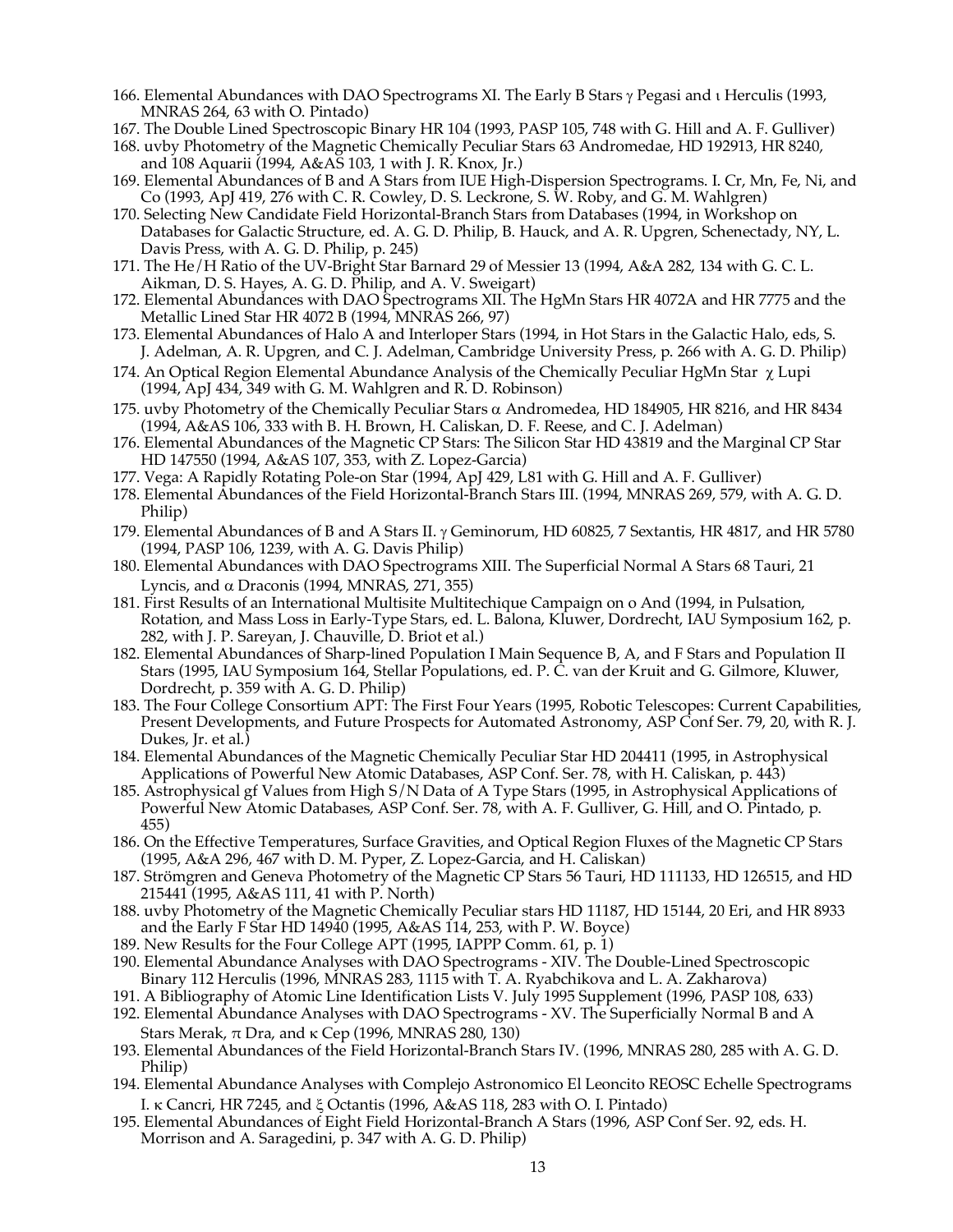166. Elemental Abundances with DAO Spectrograms XI. The Early B Stars γ Pegasi and ι Herculis (1993, MNRAS 264, 63 with O. Pintado)
167. The Double Lined Spectroscopic Binary HR 104 (1993, PASP 105, 748 with G. Hill and A. F. Gulliver)
168. uvby Photometry of the Magnetic Chemically Peculiar Stars 63 Andromedae, HD 192913, HR 8240, and 108 Aquarii (1994, A&AS 103, 1 with J. R. Knox, Jr.)
169. Elemental Abundances of B and A Stars from IUE High-Dispersion Spectrograms. I. Cr, Mn, Fe, Ni, and Co (1993, ApJ 419, 276 with C. R. Cowley, D. S. Leckrone, S. W. Roby, and G. M. Wahlgren)
170. Selecting New Candidate Field Horizontal-Branch Stars from Databases (1994, in Workshop on Databases for Galactic Structure, ed. A. G. D. Philip, B. Hauck, and A. R. Upgren, Schenectady, NY, L. Davis Press, with A. G. D. Philip, p. 245)
171. The He/H Ratio of the UV-Bright Star Barnard 29 of Messier 13 (1994, A&A 282, 134 with G. C. L. Aikman, D. S. Hayes, A. G. D. Philip, and A. V. Sweigart)
172. Elemental Abundances with DAO Spectrograms XII. The HgMn Stars HR 4072A and HR 7775 and the Metallic Lined Star HR 4072 B (1994, MNRAS 266, 97)
173. Elemental Abundances of Halo A and Interloper Stars (1994, in Hot Stars in the Galactic Halo, eds, S. J. Adelman, A. R. Upgren, and C. J. Adelman, Cambridge University Press, p. 266 with A. G. D. Philip)
174. An Optical Region Elemental Abundance Analysis of the Chemically Peculiar HgMn Star χ Lupi (1994, ApJ 434, 349 with G. M. Wahlgren and R. D. Robinson)
175. uvby Photometry of the Chemically Peculiar Stars α Andromedea, HD 184905, HR 8216, and HR 8434 (1994, A&AS 106, 333 with B. H. Brown, H. Caliskan, D. F. Reese, and C. J. Adelman)
176. Elemental Abundances of the Magnetic CP Stars: The Silicon Star HD 43819 and the Marginal CP Star HD 147550 (1994, A&AS 107, 353, with Z. Lopez-Garcia)
177. Vega: A Rapidly Rotating Pole-on Star (1994, ApJ 429, L81 with G. Hill and A. F. Gulliver)
178. Elemental Abundances of the Field Horizontal-Branch Stars III. (1994, MNRAS 269, 579, with A. G. D. Philip)
179. Elemental Abundances of B and A Stars II. γ Geminorum, HD 60825, 7 Sextantis, HR 4817, and HR 5780 (1994, PASP 106, 1239, with A. G. Davis Philip)
180. Elemental Abundances with DAO Spectrograms XIII. The Superficial Normal A Stars 68 Tauri, 21 Lyncis, and α Draconis (1994, MNRAS, 271, 355)
181. First Results of an International Multisite Multitechique Campaign on o And (1994, in Pulsation, Rotation, and Mass Loss in Early-Type Stars, ed. L. Balona, Kluwer, Dordrecht, IAU Symposium 162, p. 282, with J. P. Sareyan, J. Chauville, D. Briot et al.)
182. Elemental Abundances of Sharp-lined Population I Main Sequence B, A, and F Stars and Population II Stars (1995, IAU Symposium 164, Stellar Populations, ed. P. C. van der Kruit and G. Gilmore, Kluwer, Dordrecht, p. 359 with A. G. D. Philip)
183. The Four College Consortium APT: The First Four Years (1995, Robotic Telescopes: Current Capabilities, Present Developments, and Future Prospects for Automated Astronomy, ASP Conf Ser. 79, 20, with R. J. Dukes, Jr. et al.)
184. Elemental Abundances of the Magnetic Chemically Peculiar Star HD 204411 (1995, in Astrophysical Applications of Powerful New Atomic Databases, ASP Conf. Ser. 78, with H. Caliskan, p. 443)
185. Astrophysical gf Values from High S/N Data of A Type Stars (1995, in Astrophysical Applications of Powerful New Atomic Databases, ASP Conf. Ser. 78, with A. F. Gulliver, G. Hill, and O. Pintado, p. 455)
186. On the Effective Temperatures, Surface Gravities, and Optical Region Fluxes of the Magnetic CP Stars (1995, A&A 296, 467 with D. M. Pyper, Z. Lopez-Garcia, and H. Caliskan)
187. Strömgren and Geneva Photometry of the Magnetic CP Stars 56 Tauri, HD 111133, HD 126515, and HD 215441 (1995, A&AS 111, 41 with P. North)
188. uvby Photometry of the Magnetic Chemically Peculiar stars HD 11187, HD 15144, 20 Eri, and HR 8933 and the Early F Star HD 14940 (1995, A&AS 114, 253, with P. W. Boyce)
189. New Results for the Four College APT (1995, IAPPP Comm. 61, p. 1)
190. Elemental Abundance Analyses with DAO Spectrograms - XIV. The Double-Lined Spectroscopic Binary 112 Herculis (1996, MNRAS 283, 1115 with T. A. Ryabchikova and L. A. Zakharova)
191. A Bibliography of Atomic Line Identification Lists V. July 1995 Supplement (1996, PASP 108, 633)
192. Elemental Abundance Analyses with DAO Spectrograms - XV. The Superficially Normal B and A Stars Merak, π Dra, and κ Cep (1996, MNRAS 280, 130)
193. Elemental Abundances of the Field Horizontal-Branch Stars IV. (1996, MNRAS 280, 285 with A. G. D. Philip)
194. Elemental Abundance Analyses with Complejo Astronomico El Leoncito REOSC Echelle Spectrograms I. κ Cancri, HR 7245, and ξ Octantis (1996, A&AS 118, 283 with O. I. Pintado)
195. Elemental Abundances of Eight Field Horizontal-Branch A Stars (1996, ASP Conf Ser. 92, eds. H. Morrison and A. Saragedini, p. 347 with A. G. D. Philip)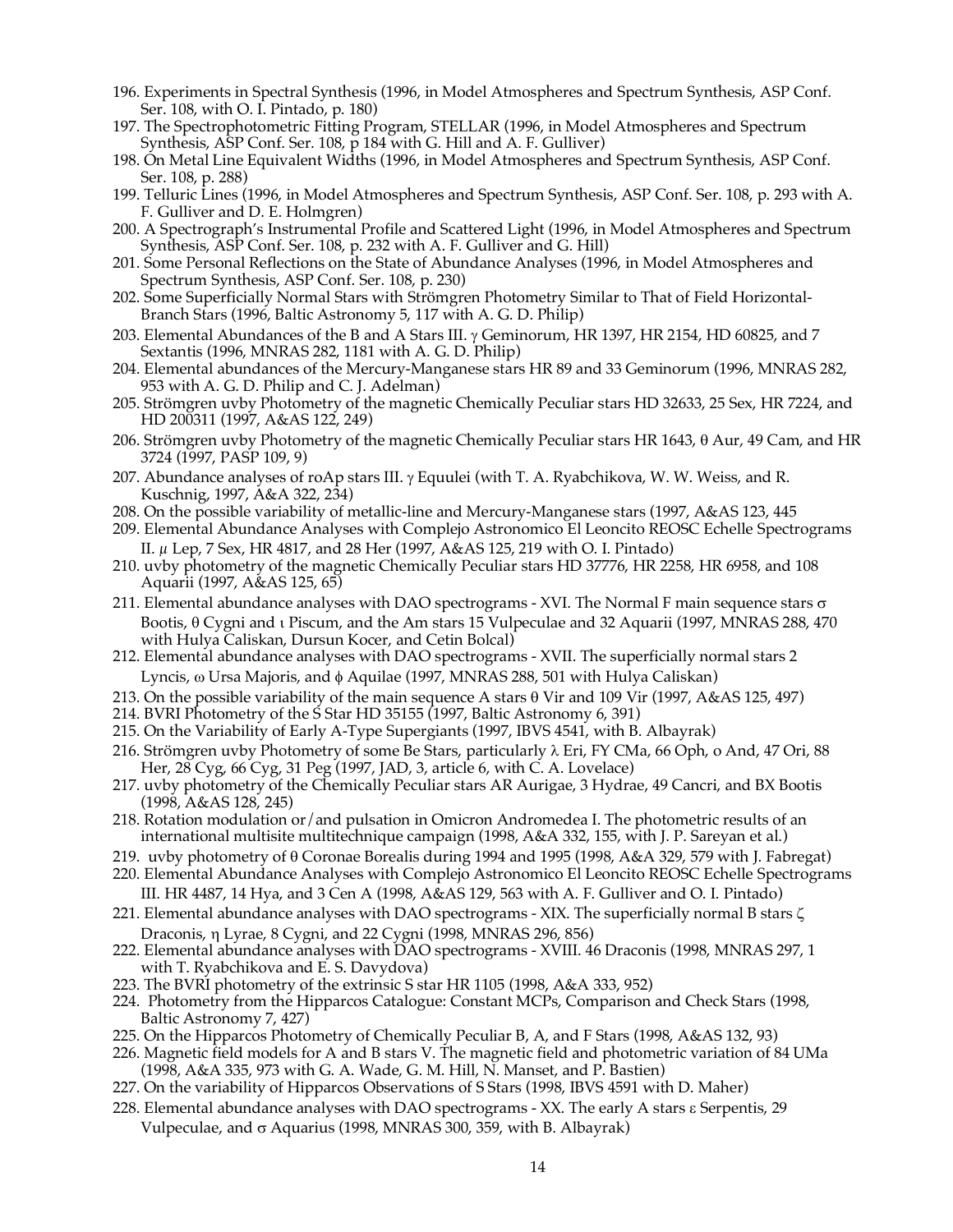196. Experiments in Spectral Synthesis (1996, in Model Atmospheres and Spectrum Synthesis, ASP Conf. Ser. 108, with O. I. Pintado, p. 180)
197. The Spectrophotometric Fitting Program, STELLAR (1996, in Model Atmospheres and Spectrum Synthesis, ASP Conf. Ser. 108, p 184 with G. Hill and A. F. Gulliver)
198. On Metal Line Equivalent Widths (1996, in Model Atmospheres and Spectrum Synthesis, ASP Conf. Ser. 108, p. 288)
199. Telluric Lines (1996, in Model Atmospheres and Spectrum Synthesis, ASP Conf. Ser. 108, p. 293 with A. F. Gulliver and D. E. Holmgren)
200. A Spectrograph's Instrumental Profile and Scattered Light (1996, in Model Atmospheres and Spectrum Synthesis, ASP Conf. Ser. 108, p. 232 with A. F. Gulliver and G. Hill)
201. Some Personal Reflections on the State of Abundance Analyses (1996, in Model Atmospheres and Spectrum Synthesis, ASP Conf. Ser. 108, p. 230)
202. Some Superficially Normal Stars with Strömgren Photometry Similar to That of Field Horizontal-Branch Stars (1996, Baltic Astronomy 5, 117 with A. G. D. Philip)
203. Elemental Abundances of the B and A Stars III. γ Geminorum, HR 1397, HR 2154, HD 60825, and 7 Sextantis (1996, MNRAS 282, 1181 with A. G. D. Philip)
204. Elemental abundances of the Mercury-Manganese stars HR 89 and 33 Geminorum (1996, MNRAS 282, 953 with A. G. D. Philip and C. J. Adelman)
205. Strömgren uvby Photometry of the magnetic Chemically Peculiar stars HD 32633, 25 Sex, HR 7224, and HD 200311 (1997, A&AS 122, 249)
206. Strömgren uvby Photometry of the magnetic Chemically Peculiar stars HR 1643, θ Aur, 49 Cam, and HR 3724 (1997, PASP 109, 9)
207. Abundance analyses of roAp stars III. γ Equulei (with T. A. Ryabchikova, W. W. Weiss, and R. Kuschnig, 1997, A&A 322, 234)
208. On the possible variability of metallic-line and Mercury-Manganese stars (1997, A&AS 123, 445
209. Elemental Abundance Analyses with Complejo Astronomico El Leoncito REOSC Echelle Spectrograms II. μ Lep, 7 Sex, HR 4817, and 28 Her (1997, A&AS 125, 219 with O. I. Pintado)
210. uvby photometry of the magnetic Chemically Peculiar stars HD 37776, HR 2258, HR 6958, and 108 Aquarii (1997, A&AS 125, 65)
211. Elemental abundance analyses with DAO spectrograms - XVI. The Normal F main sequence stars σ Bootis, θ Cygni and ι Piscum, and the Am stars 15 Vulpeculae and 32 Aquarii (1997, MNRAS 288, 470 with Hulya Caliskan, Dursun Kocer, and Cetin Bolcal)
212. Elemental abundance analyses with DAO spectrograms - XVII. The superficially normal stars 2 Lyncis, ω Ursa Majoris, and ϕ Aquilae (1997, MNRAS 288, 501 with Hulya Caliskan)
213. On the possible variability of the main sequence A stars θ Vir and 109 Vir (1997, A&AS 125, 497)
214. BVRI Photometry of the S Star HD 35155 (1997, Baltic Astronomy 6, 391)
215. On the Variability of Early A-Type Supergiants (1997, IBVS 4541, with B. Albayrak)
216. Strömgren uvby Photometry of some Be Stars, particularly λ Eri, FY CMa, 66 Oph, o And, 47 Ori, 88 Her, 28 Cyg, 66 Cyg, 31 Peg (1997, JAD, 3, article 6, with C. A. Lovelace)
217. uvby photometry of the Chemically Peculiar stars AR Aurigae, 3 Hydrae, 49 Cancri, and BX Bootis (1998, A&AS 128, 245)
218. Rotation modulation or/and pulsation in Omicron Andromedea I. The photometric results of an international multisite multitechnique campaign (1998, A&A 332, 155, with J. P. Sareyan et al.)
219. uvby photometry of θ Coronae Borealis during 1994 and 1995 (1998, A&A 329, 579 with J. Fabregat)
220. Elemental Abundance Analyses with Complejo Astronomico El Leoncito REOSC Echelle Spectrograms III. HR 4487, 14 Hya, and 3 Cen A (1998, A&AS 129, 563 with A. F. Gulliver and O. I. Pintado)
221. Elemental abundance analyses with DAO spectrograms - XIX. The superficially normal B stars ζ Draconis, η Lyrae, 8 Cygni, and 22 Cygni (1998, MNRAS 296, 856)
222. Elemental abundance analyses with DAO spectrograms - XVIII. 46 Draconis (1998, MNRAS 297, 1 with T. Ryabchikova and E. S. Davydova)
223. The BVRI photometry of the extrinsic S star HR 1105 (1998, A&A 333, 952)
224. Photometry from the Hipparcos Catalogue: Constant MCPs, Comparison and Check Stars (1998, Baltic Astronomy 7, 427)
225. On the Hipparcos Photometry of Chemically Peculiar B, A, and F Stars (1998, A&AS 132, 93)
226. Magnetic field models for A and B stars V. The magnetic field and photometric variation of 84 UMa (1998, A&A 335, 973 with G. A. Wade, G. M. Hill, N. Manset, and P. Bastien)
227. On the variability of Hipparcos Observations of S Stars (1998, IBVS 4591 with D. Maher)
228. Elemental abundance analyses with DAO spectrograms - XX. The early A stars ε Serpentis, 29 Vulpeculae, and σ Aquarius (1998, MNRAS 300, 359, with B. Albayrak)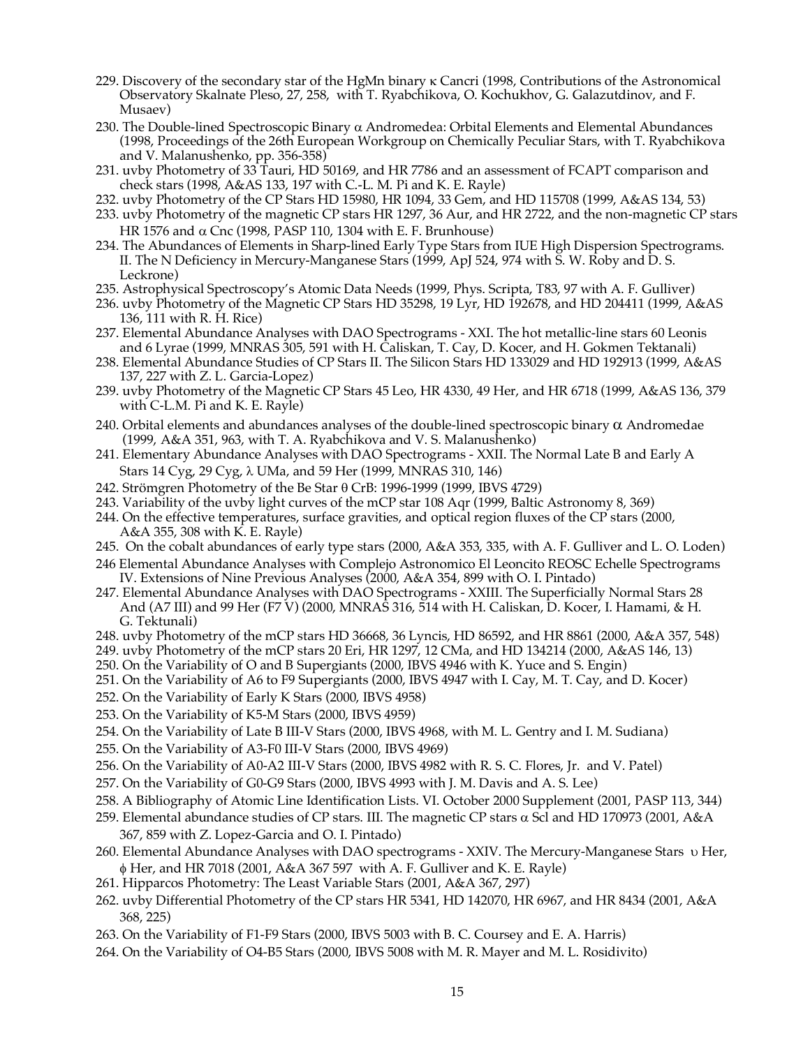229. Discovery of the secondary star of the HgMn binary $\kappa$ Cancri (1998, Contributions of the Astronomical Observatory Skalnate Pleso, 27, 258, with T. Ryabchikova, O. Kochukhov, G. Galazutdinov, and F. Musaev)
230. The Double-lined Spectroscopic Binary $\alpha$ Andromedea: Orbital Elements and Elemental Abundances (1998, Proceedings of the 26th European Workgroup on Chemically Peculiar Stars, with T. Ryabchikova and V. Malanushenko, pp. 356-358)
231. uvby Photometry of 33 Tauri, HD 50169, and HR 7786 and an assessment of FCAPT comparison and check stars (1998, A&AS 133, 197 with C.-L. M. Pi and K. E. Rayle)
232. uvby Photometry of the CP Stars HD 15980, HR 1094, 33 Gem, and HD 115708 (1999, A&AS 134, 53)
233. uvby Photometry of the magnetic CP stars HR 1297, 36 Aur, and HR 2722, and the non-magnetic CP stars HR 1576 and $\alpha$ Cnc (1998, PASP 110, 1304 with E. F. Brunhouse)
234. The Abundances of Elements in Sharp-lined Early Type Stars from IUE High Dispersion Spectrograms. II. The N Deficiency in Mercury-Manganese Stars (1999, ApJ 524, 974 with S. W. Roby and D. S. Leckrone)
235. Astrophysical Spectroscopy's Atomic Data Needs (1999, Phys. Scripta, T83, 97 with A. F. Gulliver)
236. uvby Photometry of the Magnetic CP Stars HD 35298, 19 Lyr, HD 192678, and HD 204411 (1999, A&AS 136, 111 with R. H. Rice)
237. Elemental Abundance Analyses with DAO Spectrograms - XXI. The hot metallic-line stars 60 Leonis and 6 Lyrae (1999, MNRAS 305, 591 with H. Caliskan, T. Cay, D. Kocer, and H. Gokmen Tektanali)
238. Elemental Abundance Studies of CP Stars II. The Silicon Stars HD 133029 and HD 192913 (1999, A&AS 137, 227 with Z. L. Garcia-Lopez)
239. uvby Photometry of the Magnetic CP Stars 45 Leo, HR 4330, 49 Her, and HR 6718 (1999, A&AS 136, 379 with C-L.M. Pi and K. E. Rayle)
240. Orbital elements and abundances analyses of the double-lined spectroscopic binary $\alpha$ Andromedae (1999, A&A 351, 963, with T. A. Ryabchikova and V. S. Malanushenko)
241. Elementary Abundance Analyses with DAO Spectrograms - XXII. The Normal Late B and Early A Stars 14 Cyg, 29 Cyg, $\lambda$ UMa, and 59 Her (1999, MNRAS 310, 146)
242. Strömgren Photometry of the Be Star $\theta$ CrB: 1996-1999 (1999, IBVS 4729)
243. Variability of the uvby light curves of the mCP star 108 Aqr (1999, Baltic Astronomy 8, 369)
244. On the effective temperatures, surface gravities, and optical region fluxes of the CP stars (2000, A&A 355, 308 with K. E. Rayle)
245. On the cobalt abundances of early type stars (2000, A&A 353, 335, with A. F. Gulliver and L. O. Loden)
246 Elemental Abundance Analyses with Complejo Astronomico El Leoncito REOSC Echelle Spectrograms IV. Extensions of Nine Previous Analyses (2000, A&A 354, 899 with O. I. Pintado)
247. Elemental Abundance Analyses with DAO Spectrograms - XXIII. The Superficially Normal Stars 28 And (A7 III) and 99 Her (F7 V) (2000, MNRAS 316, 514 with H. Caliskan, D. Kocer, I. Hamami, & H. G. Tektunali)
248. uvby Photometry of the mCP stars HD 36668, 36 Lyncis, HD 86592, and HR 8861 (2000, A&A 357, 548)
249. uvby Photometry of the mCP stars 20 Eri, HR 1297, 12 CMa, and HD 134214 (2000, A&AS 146, 13)
250. On the Variability of O and B Supergiants (2000, IBVS 4946 with K. Yuce and S. Engin)
251. On the Variability of A6 to F9 Supergiants (2000, IBVS 4947 with I. Cay, M. T. Cay, and D. Kocer)
252. On the Variability of Early K Stars (2000, IBVS 4958)
253. On the Variability of K5-M Stars (2000, IBVS 4959)
254. On the Variability of Late B III-V Stars (2000, IBVS 4968, with M. L. Gentry and I. M. Sudiana)
255. On the Variability of A3-F0 III-V Stars (2000, IBVS 4969)
256. On the Variability of A0-A2 III-V Stars (2000, IBVS 4982 with R. S. C. Flores, Jr. and V. Patel)
257. On the Variability of G0-G9 Stars (2000, IBVS 4993 with J. M. Davis and A. S. Lee)
258. A Bibliography of Atomic Line Identification Lists. VI. October 2000 Supplement (2001, PASP 113, 344)
259. Elemental abundance studies of CP stars. III. The magnetic CP stars $\alpha$ Scl and HD 170973 (2001, A&A 367, 859 with Z. Lopez-Garcia and O. I. Pintado)
260. Elemental Abundance Analyses with DAO spectrograms - XXIV. The Mercury-Manganese Stars $\upsilon$ Her, $\phi$ Her, and HR 7018 (2001, A&A 367 597 with A. F. Gulliver and K. E. Rayle)
261. Hipparcos Photometry: The Least Variable Stars (2001, A&A 367, 297)
262. uvby Differential Photometry of the CP stars HR 5341, HD 142070, HR 6967, and HR 8434 (2001, A&A 368, 225)
263. On the Variability of F1-F9 Stars (2000, IBVS 5003 with B. C. Coursey and E. A. Harris)
264. On the Variability of O4-B5 Stars (2000, IBVS 5008 with M. R. Mayer and M. L. Rosidivito)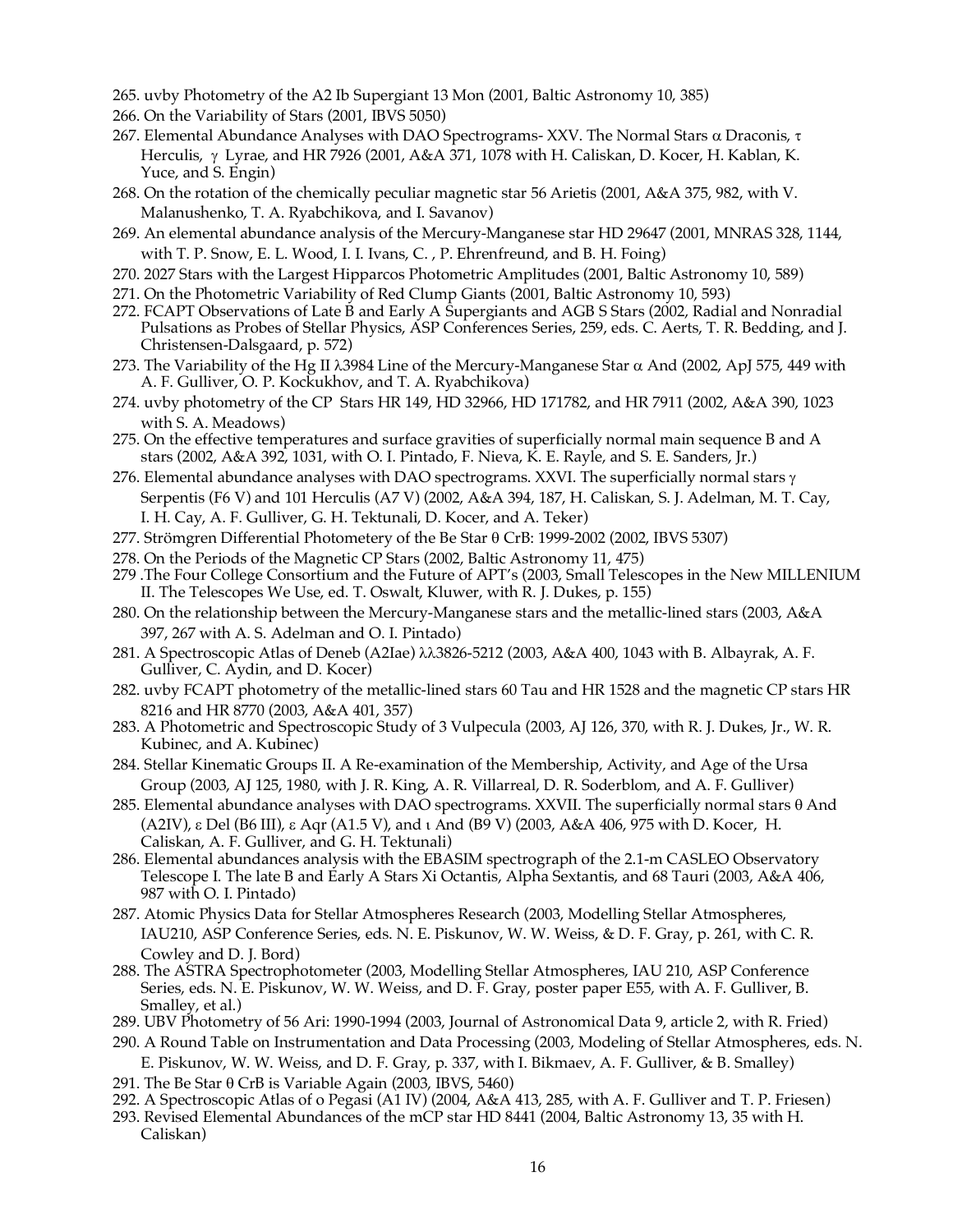265. uvby Photometry of the A2 Ib Supergiant 13 Mon (2001, Baltic Astronomy 10, 385)
266. On the Variability of Stars (2001, IBVS 5050)
267. Elemental Abundance Analyses with DAO Spectrograms- XXV. The Normal Stars α Draconis, τ Herculis, γ Lyrae, and HR 7926 (2001, A&A 371, 1078 with H. Caliskan, D. Kocer, H. Kablan, K. Yuce, and S. Engin)
268. On the rotation of the chemically peculiar magnetic star 56 Arietis (2001, A&A 375, 982, with V. Malanushenko, T. A. Ryabchikova, and I. Savanov)
269. An elemental abundance analysis of the Mercury-Manganese star HD 29647 (2001, MNRAS 328, 1144, with T. P. Snow, E. L. Wood, I. I. Ivans, C. , P. Ehrenfreund, and B. H. Foing)
270. 2027 Stars with the Largest Hipparcos Photometric Amplitudes (2001, Baltic Astronomy 10, 589)
271. On the Photometric Variability of Red Clump Giants (2001, Baltic Astronomy 10, 593)
272. FCAPT Observations of Late B and Early A Supergiants and AGB S Stars (2002, Radial and Nonradial Pulsations as Probes of Stellar Physics, ASP Conferences Series, 259, eds. C. Aerts, T. R. Bedding, and J. Christensen-Dalsgaard, p. 572)
273. The Variability of the Hg II λ3984 Line of the Mercury-Manganese Star α And (2002, ApJ 575, 449 with A. F. Gulliver, O. P. Kockukhov, and T. A. Ryabchikova)
274. uvby photometry of the CP Stars HR 149, HD 32966, HD 171782, and HR 7911 (2002, A&A 390, 1023 with S. A. Meadows)
275. On the effective temperatures and surface gravities of superficially normal main sequence B and A stars (2002, A&A 392, 1031, with O. I. Pintado, F. Nieva, K. E. Rayle, and S. E. Sanders, Jr.)
276. Elemental abundance analyses with DAO spectrograms. XXVI. The superficially normal stars γ Serpentis (F6 V) and 101 Herculis (A7 V) (2002, A&A 394, 187, H. Caliskan, S. J. Adelman, M. T. Cay, I. H. Cay, A. F. Gulliver, G. H. Tektunali, D. Kocer, and A. Teker)
277. Strömgren Differential Photometery of the Be Star θ CrB: 1999-2002 (2002, IBVS 5307)
278. On the Periods of the Magnetic CP Stars (2002, Baltic Astronomy 11, 475)
279 .The Four College Consortium and the Future of APT's (2003, Small Telescopes in the New MILLENIUM II. The Telescopes We Use, ed. T. Oswalt, Kluwer, with R. J. Dukes, p. 155)
280. On the relationship between the Mercury-Manganese stars and the metallic-lined stars (2003, A&A 397, 267 with A. S. Adelman and O. I. Pintado)
281. A Spectroscopic Atlas of Deneb (A2Iae) λλ3826-5212 (2003, A&A 400, 1043 with B. Albayrak, A. F. Gulliver, C. Aydin, and D. Kocer)
282. uvby FCAPT photometry of the metallic-lined stars 60 Tau and HR 1528 and the magnetic CP stars HR 8216 and HR 8770 (2003, A&A 401, 357)
283. A Photometric and Spectroscopic Study of 3 Vulpecula (2003, AJ 126, 370, with R. J. Dukes, Jr., W. R. Kubinec, and A. Kubinec)
284. Stellar Kinematic Groups II. A Re-examination of the Membership, Activity, and Age of the Ursa Group (2003, AJ 125, 1980, with J. R. King, A. R. Villarreal, D. R. Soderblom, and A. F. Gulliver)
285. Elemental abundance analyses with DAO spectrograms. XXVII. The superficially normal stars θ And (A2IV), ε Del (B6 III), ε Aqr (A1.5 V), and ι And (B9 V) (2003, A&A 406, 975 with D. Kocer, H. Caliskan, A. F. Gulliver, and G. H. Tektunali)
286. Elemental abundances analysis with the EBASIM spectrograph of the 2.1-m CASLEO Observatory Telescope I. The late B and Early A Stars Xi Octantis, Alpha Sextantis, and 68 Tauri (2003, A&A 406, 987 with O. I. Pintado)
287. Atomic Physics Data for Stellar Atmospheres Research (2003, Modelling Stellar Atmospheres, IAU210, ASP Conference Series, eds. N. E. Piskunov, W. W. Weiss, & D. F. Gray, p. 261, with C. R. Cowley and D. J. Bord)
288. The ASTRA Spectrophotometer (2003, Modelling Stellar Atmospheres, IAU 210, ASP Conference Series, eds. N. E. Piskunov, W. W. Weiss, and D. F. Gray, poster paper E55, with A. F. Gulliver, B. Smalley, et al.)
289. UBV Photometry of 56 Ari: 1990-1994 (2003, Journal of Astronomical Data 9, article 2, with R. Fried)
290. A Round Table on Instrumentation and Data Processing (2003, Modeling of Stellar Atmospheres, eds. N. E. Piskunov, W. W. Weiss, and D. F. Gray, p. 337, with I. Bikmaev, A. F. Gulliver, & B. Smalley)
291. The Be Star θ CrB is Variable Again (2003, IBVS, 5460)
292. A Spectroscopic Atlas of o Pegasi (A1 IV) (2004, A&A 413, 285, with A. F. Gulliver and T. P. Friesen)
293. Revised Elemental Abundances of the mCP star HD 8441 (2004, Baltic Astronomy 13, 35 with H. Caliskan)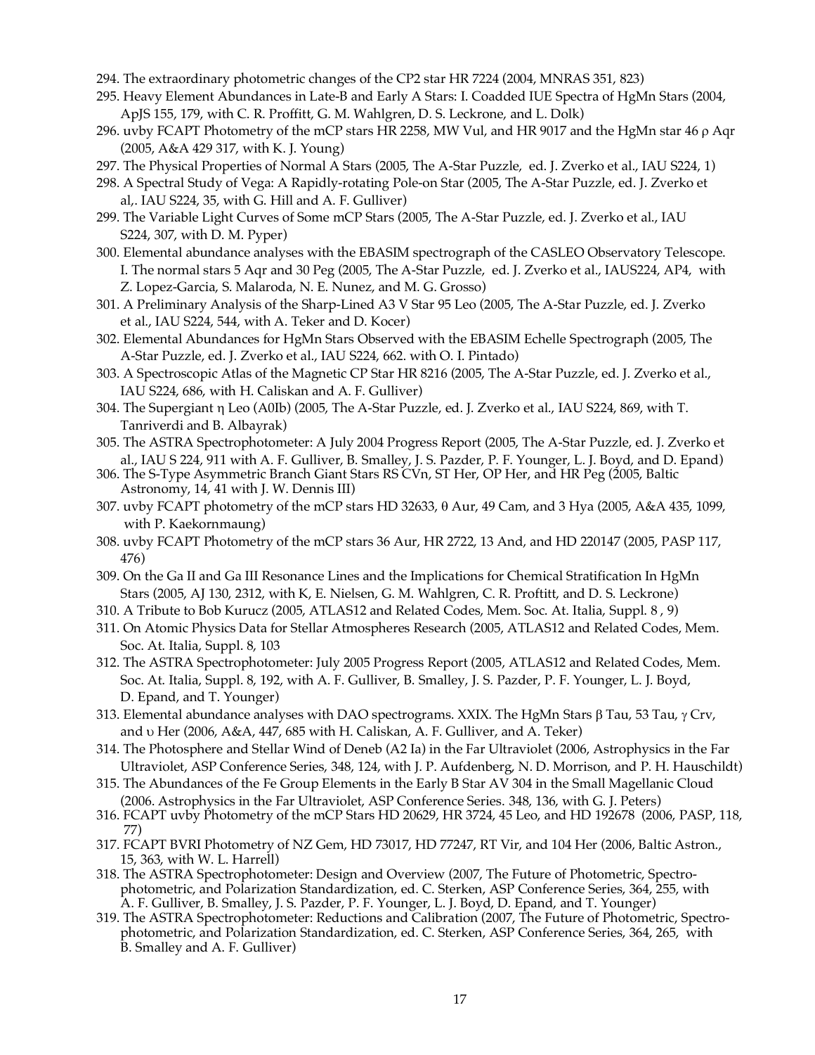294. The extraordinary photometric changes of the CP2 star HR 7224 (2004, MNRAS 351, 823)
295. Heavy Element Abundances in Late-B and Early A Stars: I. Coadded IUE Spectra of HgMn Stars (2004, ApJS 155, 179, with C. R. Proffitt, G. M. Wahlgren, D. S. Leckrone, and L. Dolk)
296. uvby FCAPT Photometry of the mCP stars HR 2258, MW Vul, and HR 9017 and the HgMn star 46 ρ Aqr (2005, A&A 429 317, with K. J. Young)
297. The Physical Properties of Normal A Stars (2005, The A-Star Puzzle, ed. J. Zverko et al., IAU S224, 1)
298. A Spectral Study of Vega: A Rapidly-rotating Pole-on Star (2005, The A-Star Puzzle, ed. J. Zverko et al,. IAU S224, 35, with G. Hill and A. F. Gulliver)
299. The Variable Light Curves of Some mCP Stars (2005, The A-Star Puzzle, ed. J. Zverko et al., IAU S224, 307, with D. M. Pyper)
300. Elemental abundance analyses with the EBASIM spectrograph of the CASLEO Observatory Telescope. I. The normal stars 5 Aqr and 30 Peg (2005, The A-Star Puzzle, ed. J. Zverko et al., IAUS224, AP4, with Z. Lopez-Garcia, S. Malaroda, N. E. Nunez, and M. G. Grosso)
301. A Preliminary Analysis of the Sharp-Lined A3 V Star 95 Leo (2005, The A-Star Puzzle, ed. J. Zverko et al., IAU S224, 544, with A. Teker and D. Kocer)
302. Elemental Abundances for HgMn Stars Observed with the EBASIM Echelle Spectrograph (2005, The A-Star Puzzle, ed. J. Zverko et al., IAU S224, 662. with O. I. Pintado)
303. A Spectroscopic Atlas of the Magnetic CP Star HR 8216 (2005, The A-Star Puzzle, ed. J. Zverko et al., IAU S224, 686, with H. Caliskan and A. F. Gulliver)
304. The Supergiant η Leo (A0Ib) (2005, The A-Star Puzzle, ed. J. Zverko et al., IAU S224, 869, with T. Tanriverdi and B. Albayrak)
305. The ASTRA Spectrophotometer: A July 2004 Progress Report (2005, The A-Star Puzzle, ed. J. Zverko et al., IAU S 224, 911 with A. F. Gulliver, B. Smalley, J. S. Pazder, P. F. Younger, L. J. Boyd, and D. Epand)
306. The S-Type Asymmetric Branch Giant Stars RS CVn, ST Her, OP Her, and HR Peg (2005, Baltic Astronomy, 14, 41 with J. W. Dennis III)
307. uvby FCAPT photometry of the mCP stars HD 32633, θ Aur, 49 Cam, and 3 Hya (2005, A&A 435, 1099, with P. Kaekornmaung)
308. uvby FCAPT Photometry of the mCP stars 36 Aur, HR 2722, 13 And, and HD 220147 (2005, PASP 117, 476)
309. On the Ga II and Ga III Resonance Lines and the Implications for Chemical Stratification In HgMn Stars (2005, AJ 130, 2312, with K, E. Nielsen, G. M. Wahlgren, C. R. Proftitt, and D. S. Leckrone)
310. A Tribute to Bob Kurucz (2005, ATLAS12 and Related Codes, Mem. Soc. At. Italia, Suppl. 8 , 9)
311. On Atomic Physics Data for Stellar Atmospheres Research (2005, ATLAS12 and Related Codes, Mem. Soc. At. Italia, Suppl. 8, 103
312. The ASTRA Spectrophotometer: July 2005 Progress Report (2005, ATLAS12 and Related Codes, Mem. Soc. At. Italia, Suppl. 8, 192, with A. F. Gulliver, B. Smalley, J. S. Pazder, P. F. Younger, L. J. Boyd, D. Epand, and T. Younger)
313. Elemental abundance analyses with DAO spectrograms. XXIX. The HgMn Stars β Tau, 53 Tau, γ Crv, and υ Her (2006, A&A, 447, 685 with H. Caliskan, A. F. Gulliver, and A. Teker)
314. The Photosphere and Stellar Wind of Deneb (A2 Ia) in the Far Ultraviolet (2006, Astrophysics in the Far Ultraviolet, ASP Conference Series, 348, 124, with J. P. Aufdenberg, N. D. Morrison, and P. H. Hauschildt)
315. The Abundances of the Fe Group Elements in the Early B Star AV 304 in the Small Magellanic Cloud (2006. Astrophysics in the Far Ultraviolet, ASP Conference Series. 348, 136, with G. J. Peters)
316. FCAPT uvby Photometry of the mCP Stars HD 20629, HR 3724, 45 Leo, and HD 192678 (2006, PASP, 118, 77)
317. FCAPT BVRI Photometry of NZ Gem, HD 73017, HD 77247, RT Vir, and 104 Her (2006, Baltic Astron., 15, 363, with W. L. Harrell)
318. The ASTRA Spectrophotometer: Design and Overview (2007, The Future of Photometric, Spectrophotometric, and Polarization Standardization, ed. C. Sterken, ASP Conference Series, 364, 255, with A. F. Gulliver, B. Smalley, J. S. Pazder, P. F. Younger, L. J. Boyd, D. Epand, and T. Younger)
319. The ASTRA Spectrophotometer: Reductions and Calibration (2007, The Future of Photometric, Spectrophotometric, and Polarization Standardization, ed. C. Sterken, ASP Conference Series, 364, 265, with B. Smalley and A. F. Gulliver)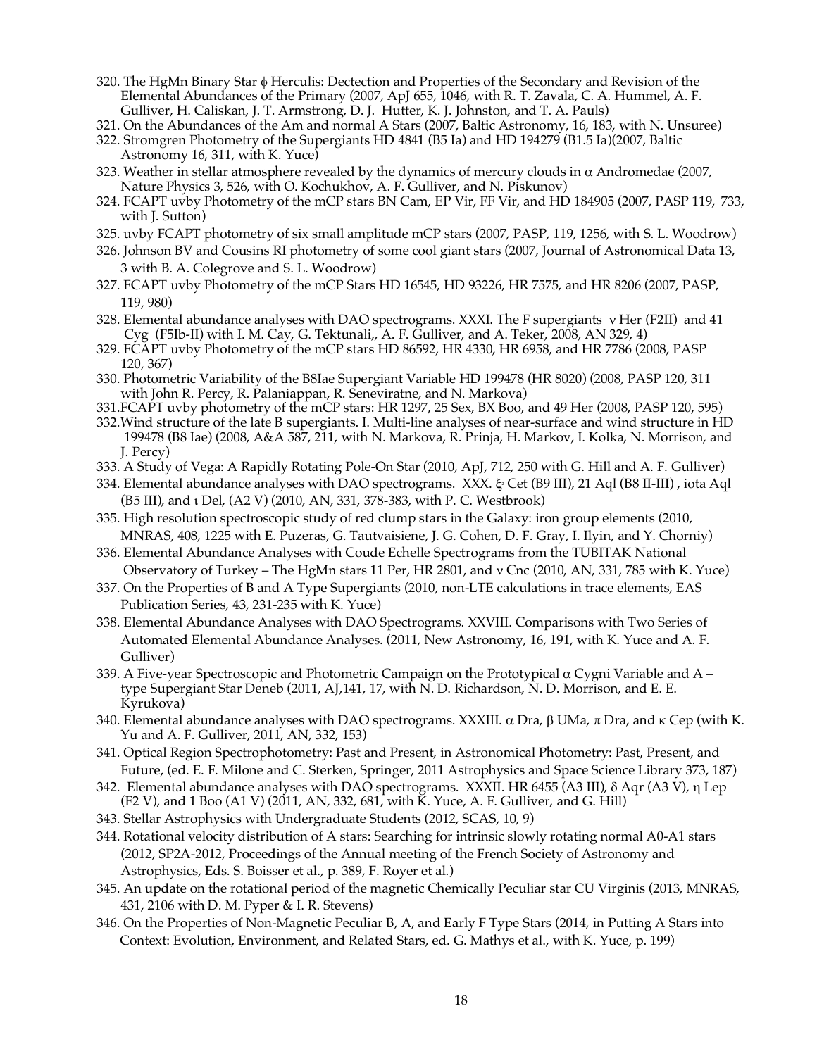320. The HgMn Binary Star $\phi$ Herculis: Dectection and Properties of the Secondary and Revision of the Elemental Abundances of the Primary (2007, ApJ 655, 1046, with R. T. Zavala, C. A. Hummel, A. F. Gulliver, H. Caliskan, J. T. Armstrong, D. J. Hutter, K. J. Johnston, and T. A. Pauls)
321. On the Abundances of the Am and normal A Stars (2007, Baltic Astronomy, 16, 183, with N. Unsuree)
322. Stromgren Photometry of the Supergiants HD 4841 (B5 Ia) and HD 194279 (B1.5 Ia)(2007, Baltic Astronomy 16, 311, with K. Yuce)
323. Weather in stellar atmosphere revealed by the dynamics of mercury clouds in $\alpha$ Andromedae (2007, Nature Physics 3, 526, with O. Kochukhov, A. F. Gulliver, and N. Piskunov)
324. FCAPT uvby Photometry of the mCP stars BN Cam, EP Vir, FF Vir, and HD 184905 (2007, PASP 119, 733, with J. Sutton)
325. uvby FCAPT photometry of six small amplitude mCP stars (2007, PASP, 119, 1256, with S. L. Woodrow)
326. Johnson BV and Cousins RI photometry of some cool giant stars (2007, Journal of Astronomical Data 13, 3 with B. A. Colegrove and S. L. Woodrow)
327. FCAPT uvby Photometry of the mCP Stars HD 16545, HD 93226, HR 7575, and HR 8206 (2007, PASP, 119, 980)
328. Elemental abundance analyses with DAO spectrograms. XXXI. The F supergiants $\nu$ Her (F2II) and 41 Cyg (F5Ib-II) with I. M. Cay, G. Tektunali,, A. F. Gulliver, and A. Teker, 2008, AN 329, 4)
329. FCAPT uvby Photometry of the mCP stars HD 86592, HR 4330, HR 6958, and HR 7786 (2008, PASP 120, 367)
330. Photometric Variability of the B8Iae Supergiant Variable HD 199478 (HR 8020) (2008, PASP 120, 311 with John R. Percy, R. Palaniappan, R. Seneviratne, and N. Markova)
331. FCAPT uvby photometry of the mCP stars: HR 1297, 25 Sex, BX Boo, and 49 Her (2008, PASP 120, 595)
332. Wind structure of the late B supergiants. I. Multi-line analyses of near-surface and wind structure in HD 199478 (B8 Iae) (2008, A&A 587, 211, with N. Markova, R. Prinja, H. Markov, I. Kolka, N. Morrison, and J. Percy)
333. A Study of Vega: A Rapidly Rotating Pole-On Star (2010, ApJ, 712, 250 with G. Hill and A. F. Gulliver)
334. Elemental abundance analyses with DAO spectrograms. XXX. $\xi$ Cet (B9 III), 21 Aql (B8 II-III) , iota Aql (B5 III), and $\iota$ Del, (A2 V) (2010, AN, 331, 378-383, with P. C. Westbrook)
335. High resolution spectroscopic study of red clump stars in the Galaxy: iron group elements (2010, MNRAS, 408, 1225 with E. Puzeras, G. Tautvaisiene, J. G. Cohen, D. F. Gray, I. Ilyin, and Y. Chorniy)
336. Elemental Abundance Analyses with Coude Echelle Spectrograms from the TUBITAK National Observatory of Turkey – The HgMn stars 11 Per, HR 2801, and $\nu$ Cnc (2010, AN, 331, 785 with K. Yuce)
337. On the Properties of B and A Type Supergiants (2010, non-LTE calculations in trace elements, EAS Publication Series, 43, 231-235 with K. Yuce)
338. Elemental Abundance Analyses with DAO Spectrograms. XXVIII. Comparisons with Two Series of Automated Elemental Abundance Analyses. (2011, New Astronomy, 16, 191, with K. Yuce and A. F. Gulliver)
339. A Five-year Spectroscopic and Photometric Campaign on the Prototypical $\alpha$ Cygni Variable and A – type Supergiant Star Deneb (2011, AJ,141, 17, with N. D. Richardson, N. D. Morrison, and E. E. Kyrukova)
340. Elemental abundance analyses with DAO spectrograms. XXXIII. $\alpha$ Dra, $\beta$ UMa, $\pi$ Dra, and $\kappa$ Cep (with K. Yu and A. F. Gulliver, 2011, AN, 332, 153)
341. Optical Region Spectrophotometry: Past and Present, in Astronomical Photometry: Past, Present, and Future, (ed. E. F. Milone and C. Sterken, Springer, 2011 Astrophysics and Space Science Library 373, 187)
342. Elemental abundance analyses with DAO spectrograms. XXXII. HR 6455 (A3 III), $\delta$ Aqr (A3 V), $\eta$ Lep (F2 V), and 1 Boo (A1 V) (2011, AN, 332, 681, with K. Yuce, A. F. Gulliver, and G. Hill)
343. Stellar Astrophysics with Undergraduate Students (2012, SCAS, 10, 9)
344. Rotational velocity distribution of A stars: Searching for intrinsic slowly rotating normal A0-A1 stars (2012, SP2A-2012, Proceedings of the Annual meeting of the French Society of Astronomy and Astrophysics, Eds. S. Boisser et al., p. 389, F. Royer et al.)
345. An update on the rotational period of the magnetic Chemically Peculiar star CU Virginis (2013, MNRAS, 431, 2106 with D. M. Pyper & I. R. Stevens)
346. On the Properties of Non-Magnetic Peculiar B, A, and Early F Type Stars (2014, in Putting A Stars into Context: Evolution, Environment, and Related Stars, ed. G. Mathys et al., with K. Yuce, p. 199)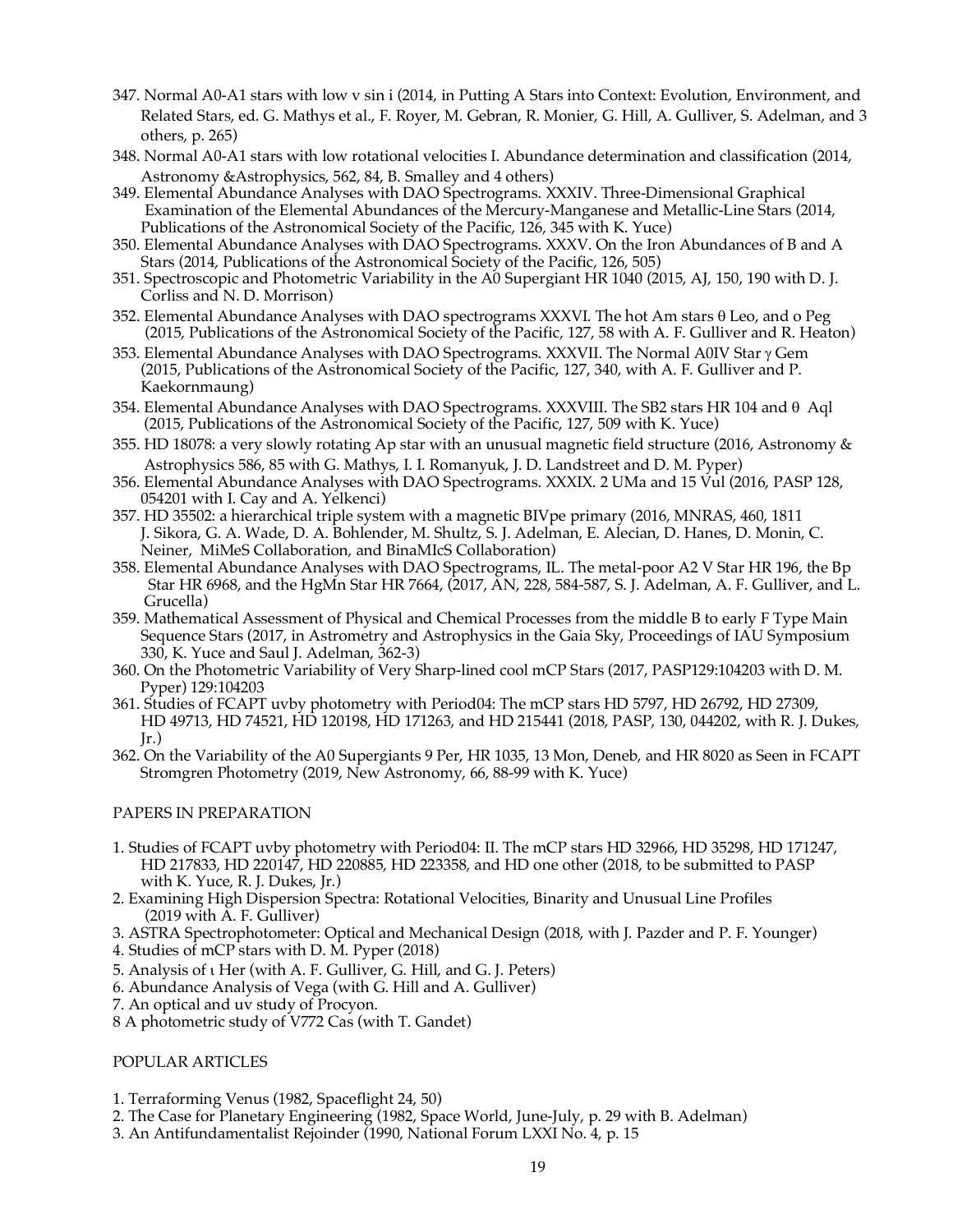347. Normal A0-A1 stars with low v sin i (2014, in Putting A Stars into Context: Evolution, Environment, and Related Stars, ed. G. Mathys et al., F. Royer, M. Gebran, R. Monier, G. Hill, A. Gulliver, S. Adelman, and 3 others, p. 265)

348. Normal A0-A1 stars with low rotational velocities I. Abundance determination and classification (2014, Astronomy &Astrophysics, 562, 84, B. Smalley and 4 others)

349. Elemental Abundance Analyses with DAO Spectrograms. XXXIV. Three-Dimensional Graphical Examination of the Elemental Abundances of the Mercury-Manganese and Metallic-Line Stars (2014, Publications of the Astronomical Society of the Pacific, 126, 345 with K. Yuce)

350. Elemental Abundance Analyses with DAO Spectrograms. XXXV. On the Iron Abundances of B and A Stars (2014, Publications of the Astronomical Society of the Pacific, 126, 505)

351. Spectroscopic and Photometric Variability in the A0 Supergiant HR 1040 (2015, AJ, 150, 190 with D. J. Corliss and N. D. Morrison)

352. Elemental Abundance Analyses with DAO spectrograms XXXVI. The hot Am stars θ Leo, and o Peg (2015, Publications of the Astronomical Society of the Pacific, 127, 58 with A. F. Gulliver and R. Heaton)

353. Elemental Abundance Analyses with DAO Spectrograms. XXXVII. The Normal A0IV Star γ Gem (2015, Publications of the Astronomical Society of the Pacific, 127, 340, with A. F. Gulliver and P. Kaekornmaung)

354. Elemental Abundance Analyses with DAO Spectrograms. XXXVIII. The SB2 stars HR 104 and θ Aql (2015, Publications of the Astronomical Society of the Pacific, 127, 509 with K. Yuce)

355. HD 18078: a very slowly rotating Ap star with an unusual magnetic field structure (2016, Astronomy & Astrophysics 586, 85 with G. Mathys, I. I. Romanyuk, J. D. Landstreet and D. M. Pyper)

356. Elemental Abundance Analyses with DAO Spectrograms. XXXIX. 2 UMa and 15 Vul (2016, PASP 128, 054201 with I. Cay and A. Yelkenci)

357. HD 35502: a hierarchical triple system with a magnetic BIVpe primary (2016, MNRAS, 460, 1811 J. Sikora, G. A. Wade, D. A. Bohlender, M. Shultz, S. J. Adelman, E. Alecian, D. Hanes, D. Monin, C. Neiner, MiMeS Collaboration, and BinaMIcS Collaboration)

358. Elemental Abundance Analyses with DAO Spectrograms, IL. The metal-poor A2 V Star HR 196, the Bp Star HR 6968, and the HgMn Star HR 7664, (2017, AN, 228, 584-587, S. J. Adelman, A. F. Gulliver, and L. Grucella)

359. Mathematical Assessment of Physical and Chemical Processes from the middle B to early F Type Main Sequence Stars (2017, in Astrometry and Astrophysics in the Gaia Sky, Proceedings of IAU Symposium 330, K. Yuce and Saul J. Adelman, 362-3)

360. On the Photometric Variability of Very Sharp-lined cool mCP Stars (2017, PASP129:104203 with D. M. Pyper) 129:104203

361. Studies of FCAPT uvby photometry with Period04: The mCP stars HD 5797, HD 26792, HD 27309, HD 49713, HD 74521, HD 120198, HD 171263, and HD 215441 (2018, PASP, 130, 044202, with R. J. Dukes, Jr.)

362. On the Variability of the A0 Supergiants 9 Per, HR 1035, 13 Mon, Deneb, and HR 8020 as Seen in FCAPT Stromgren Photometry (2019, New Astronomy, 66, 88-99 with K. Yuce)

PAPERS IN PREPARATION

1. Studies of FCAPT uvby photometry with Period04: II. The mCP stars HD 32966, HD 35298, HD 171247, HD 217833, HD 220147, HD 220885, HD 223358, and HD one other (2018, to be submitted to PASP with K. Yuce, R. J. Dukes, Jr.)
2. Examining High Dispersion Spectra: Rotational Velocities, Binarity and Unusual Line Profiles (2019 with A. F. Gulliver)
3. ASTRA Spectrophotometer: Optical and Mechanical Design (2018, with J. Pazder and P. F. Younger)
4. Studies of mCP stars with D. M. Pyper (2018)
5. Analysis of ι Her (with A. F. Gulliver, G. Hill, and G. J. Peters)
6. Abundance Analysis of Vega (with G. Hill and A. Gulliver)
7. An optical and uv study of Procyon.
8 A photometric study of V772 Cas (with T. Gandet)

POPULAR ARTICLES

1. Terraforming Venus (1982, Spaceflight 24, 50)
2. The Case for Planetary Engineering (1982, Space World, June-July, p. 29 with B. Adelman)
3. An Antifundamentalist Rejoinder (1990, National Forum LXXI No. 4, p. 15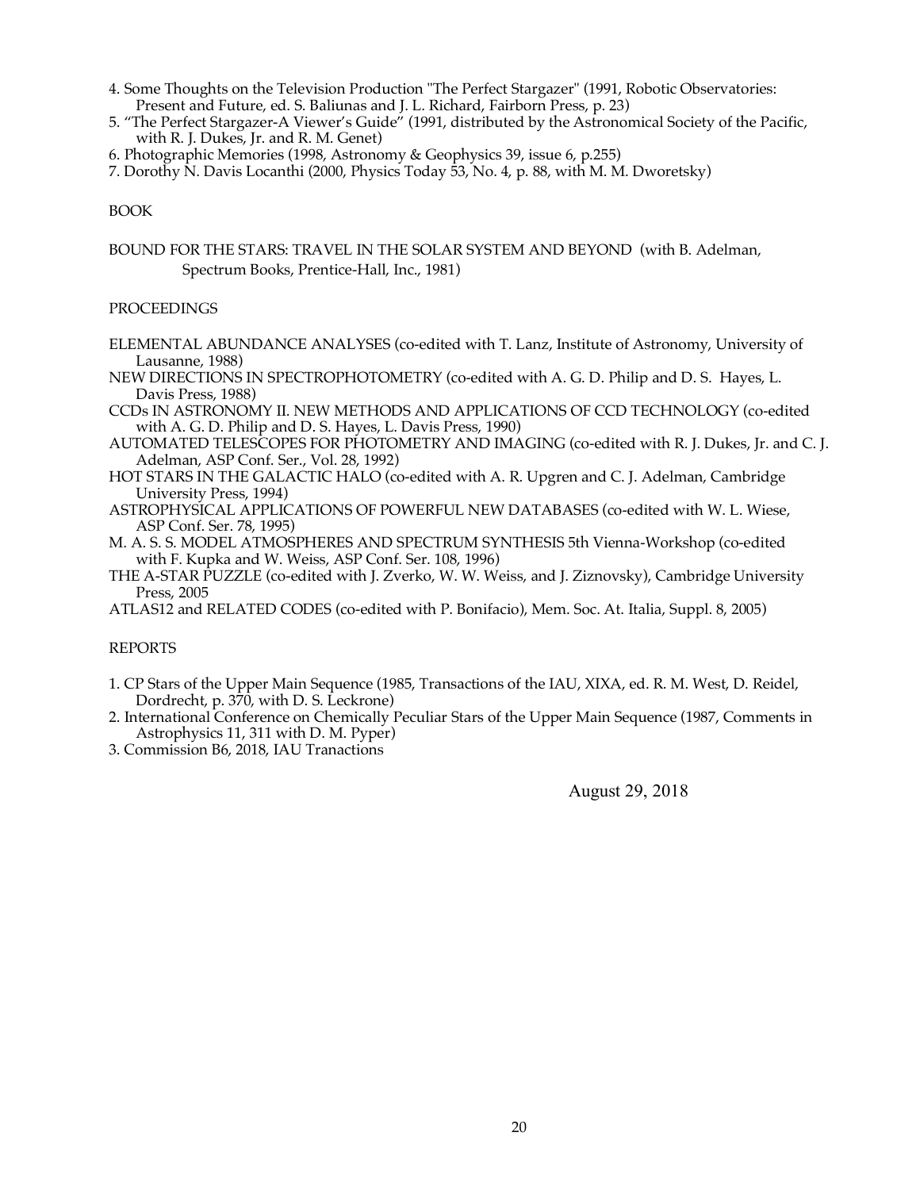4. Some Thoughts on the Television Production "The Perfect Stargazer" (1991, Robotic Observatories: Present and Future, ed. S. Baliunas and J. L. Richard, Fairborn Press, p. 23)
5. “The Perfect Stargazer-A Viewer’s Guide” (1991, distributed by the Astronomical Society of the Pacific, with R. J. Dukes, Jr. and R. M. Genet)
6. Photographic Memories (1998, Astronomy & Geophysics 39, issue 6, p.255)
7. Dorothy N. Davis Locanthi (2000, Physics Today 53, No. 4, p. 88, with M. M. Dworetsky)

## BOOK

BOUND FOR THE STARS: TRAVEL IN THE SOLAR SYSTEM AND BEYOND (with B. Adelman, Spectrum Books, Prentice-Hall, Inc., 1981)

## PROCEEDINGS

ELEMENTAL ABUNDANCE ANALYSES (co-edited with T. Lanz, Institute of Astronomy, University of Lausanne, 1988)
NEW DIRECTIONS IN SPECTROPHOTOMETRY (co-edited with A. G. D. Philip and D. S. Hayes, L. Davis Press, 1988)
CCDs IN ASTRONOMY II. NEW METHODS AND APPLICATIONS OF CCD TECHNOLOGY (co-edited with A. G. D. Philip and D. S. Hayes, L. Davis Press, 1990)
AUTOMATED TELESCOPES FOR PHOTOMETRY AND IMAGING (co-edited with R. J. Dukes, Jr. and C. J. Adelman, ASP Conf. Ser., Vol. 28, 1992)
HOT STARS IN THE GALACTIC HALO (co-edited with A. R. Upgren and C. J. Adelman, Cambridge University Press, 1994)
ASTROPHYSICAL APPLICATIONS OF POWERFUL NEW DATABASES (co-edited with W. L. Wiese, ASP Conf. Ser. 78, 1995)
M. A. S. S. MODEL ATMOSPHERES AND SPECTRUM SYNTHESIS 5th Vienna-Workshop (co-edited with F. Kupka and W. Weiss, ASP Conf. Ser. 108, 1996)
THE A-STAR PUZZLE (co-edited with J. Zverko, W. W. Weiss, and J. Ziznovsky), Cambridge University Press, 2005
ATLAS12 and RELATED CODES (co-edited with P. Bonifacio), Mem. Soc. At. Italia, Suppl. 8, 2005)

## REPORTS

1. CP Stars of the Upper Main Sequence (1985, Transactions of the IAU, XIXA, ed. R. M. West, D. Reidel, Dordrecht, p. 370, with D. S. Leckrone)
2. International Conference on Chemically Peculiar Stars of the Upper Main Sequence (1987, Comments in Astrophysics 11, 311 with D. M. Pyper)
3. Commission B6, 2018, IAU Tranactions

August 29, 2018